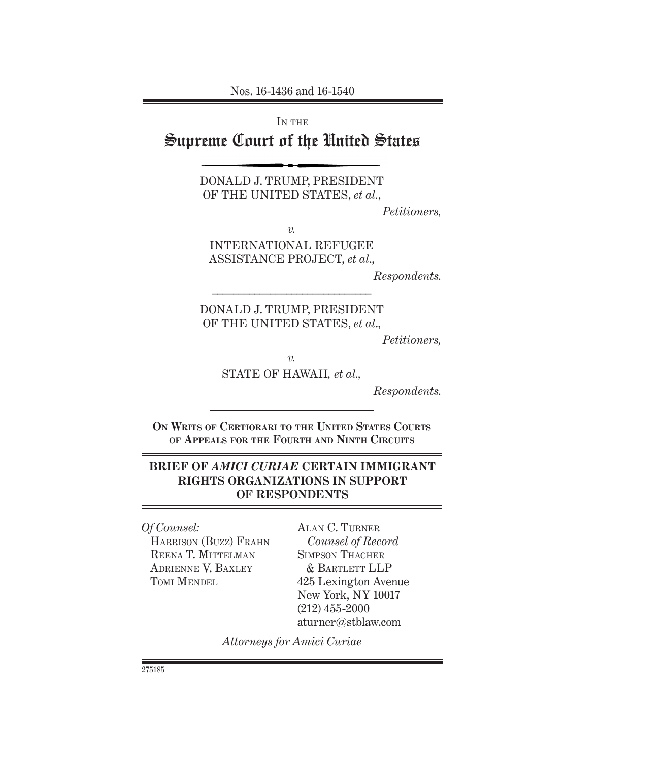Nos. 16-1436 and 16-1540

IN THE

# Supreme Court of the United States

DONALD J. TRUMP, PRESIDENT OF THE UNITED STATES, *et al.*,

*Petitioners,*

*v.*

INTERNATIONAL REFUGEE ASSISTANCE PROJECT, *et al*.,

*Respondents.*

---

DONALD J. TRUMP, PRESIDENT OF THE UNITED STATES, *et al*.,

*Petitioners,*

*v.*

STATE OF HAWAII*, et al*.,

*Respondents.*

---

**ON WRITS OF CERTIORARI TO THE UNITED STATES COURTS OF APPEALS FOR THE FOURTH AND NINTH CIRCUITS**

**BRIEF OF *AMICI CURIAE* CERTAIN IMMIGRANT RIGHTS ORGANIZATIONS IN SUPPORT OF RESPONDENTS**

*Of Counsel:*
HARRISON (BUZZ) FRAHN
REENA T. MITTELMAN
ADRIENNE V. BAXLEY
TOMI MENDEL

ALAN C. TURNER
*Counsel of Record*
SIMPSON THACHER & BARTLETT LLP
425 Lexington Avenue
New York, NY 10017
(212) 455-2000
aturner@stblaw.com

*Attorneys for Amici Curiae*

275185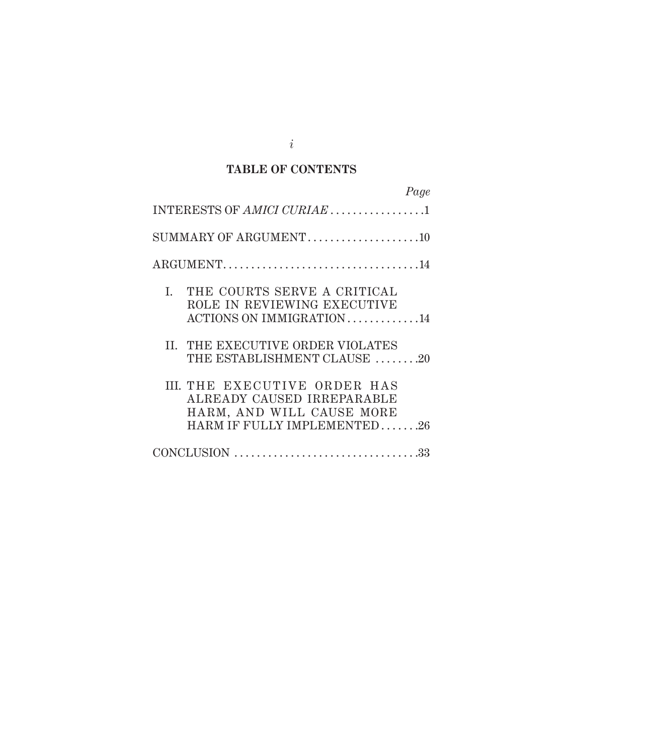## TABLE OF CONTENTS

| | Page |
|---|---|
| INTERESTS OF *AMICI CURIAE* | 1 |
| SUMMARY OF ARGUMENT | 10 |
| ARGUMENT | 14 |
| I. THE COURTS SERVE A CRITICAL ROLE IN REVIEWING EXECUTIVE ACTIONS ON IMMIGRATION | 14 |
| II. THE EXECUTIVE ORDER VIOLATES THE ESTABLISHMENT CLAUSE | 20 |
| III. THE EXECUTIVE ORDER HAS ALREADY CAUSED IRREPARABLE HARM, AND WILL CAUSE MORE HARM IF FULLY IMPLEMENTED | 26 |
| CONCLUSION | 33 |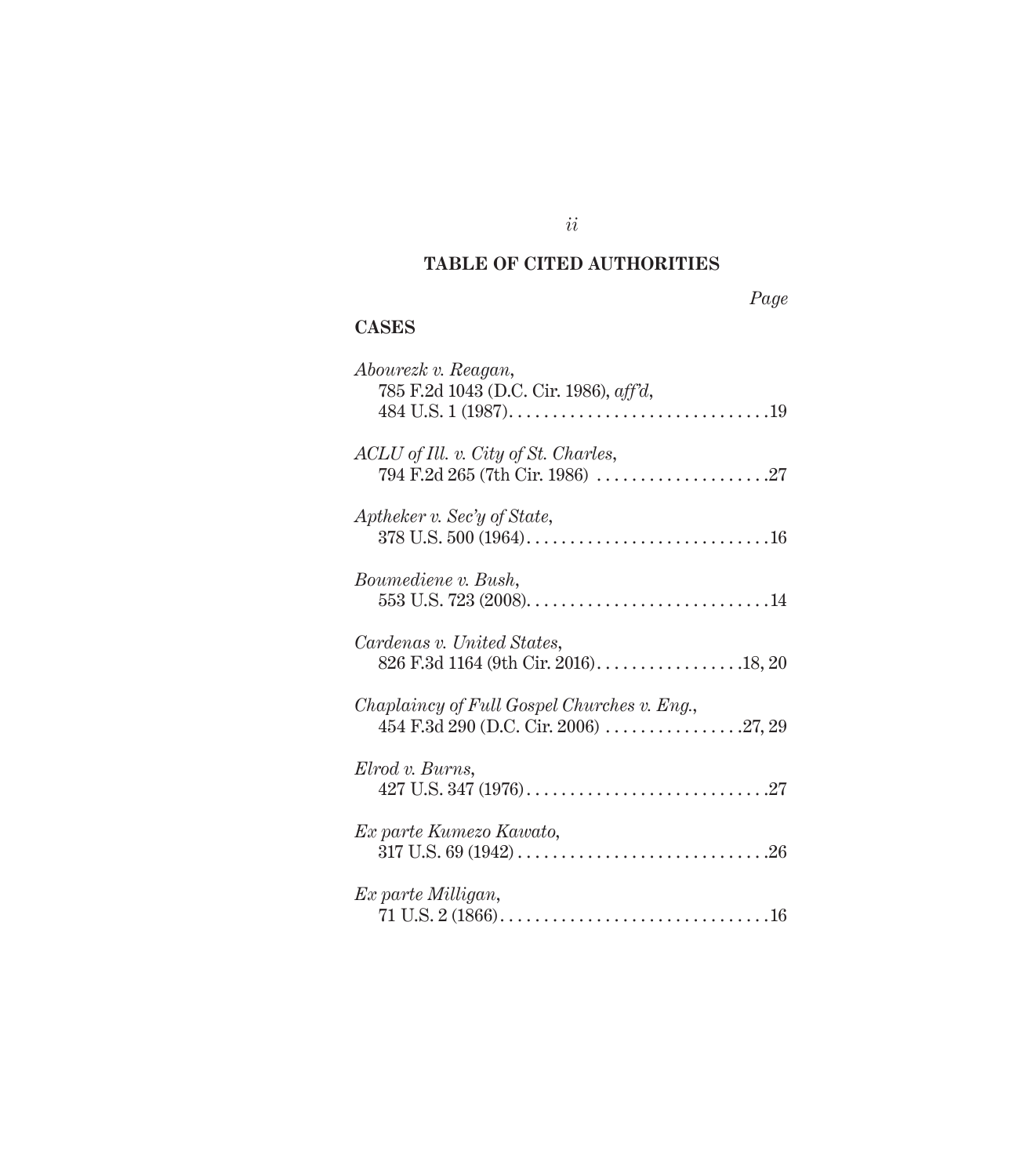## TABLE OF CITED AUTHORITIES

*Page*

### CASES

*Abourezk v. Reagan*,
785 F.2d 1043 (D.C. Cir. 1986), *aff'd*,
484 U.S. 1 (1987). . . . . . . . . . . . . . . . . . . . . . . . . . . . . .19

*ACLU of Ill. v. City of St. Charles*,
794 F.2d 265 (7th Cir. 1986) . . . . . . . . . . . . . . . . . . . .27

*Aptheker v. Sec'y of State*,
378 U.S. 500 (1964). . . . . . . . . . . . . . . . . . . . . . . . . . . .16

*Boumediene v. Bush*,
553 U.S. 723 (2008). . . . . . . . . . . . . . . . . . . . . . . . . . . .14

*Cardenas v. United States*,
826 F.3d 1164 (9th Cir. 2016). . . . . . . . . . . . . . . . .18, 20

*Chaplaincy of Full Gospel Churches v. Eng.*,
454 F.3d 290 (D.C. Cir. 2006) . . . . . . . . . . . . . . . .27, 29

*Elrod v. Burns*,
427 U.S. 347 (1976). . . . . . . . . . . . . . . . . . . . . . . . . . . .27

*Ex parte Kumezo Kawato*,
317 U.S. 69 (1942) . . . . . . . . . . . . . . . . . . . . . . . . . . . .26

*Ex parte Milligan*,
71 U.S. 2 (1866). . . . . . . . . . . . . . . . . . . . . . . . . . . . . . .16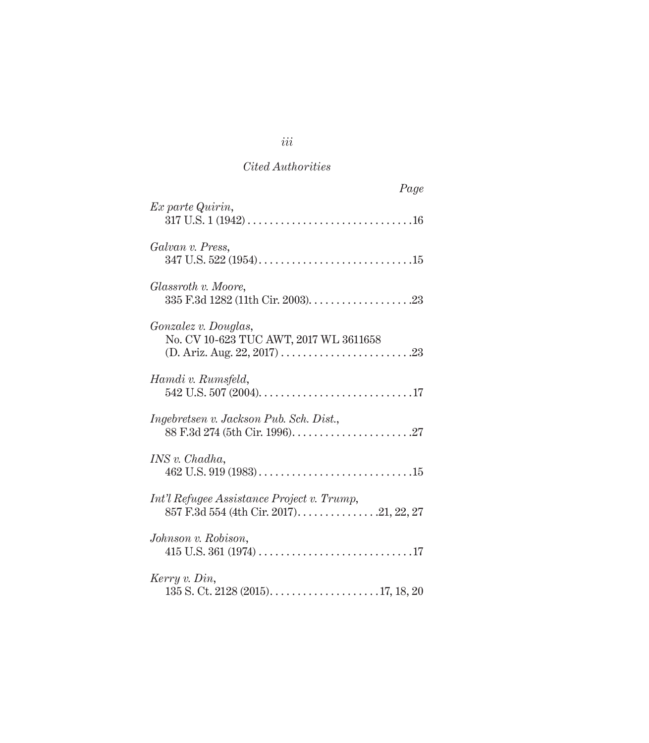*Cited Authorities*

*Page*

*Ex parte Quirin*,
317 U.S. 1 (1942) . . . . . . . . . . . . . . . . . . . . . . . . . . . . . . 16

*Galvan v. Press*,
347 U.S. 522 (1954) . . . . . . . . . . . . . . . . . . . . . . . . . . . . 15

*Glassroth v. Moore*,
335 F.3d 1282 (11th Cir. 2003) . . . . . . . . . . . . . . . . . . . 23

*Gonzalez v. Douglas*,
No. CV 10-623 TUC AWT, 2017 WL 3611658
(D. Ariz. Aug. 22, 2017) . . . . . . . . . . . . . . . . . . . . . . . . 23

*Hamdi v. Rumsfeld*,
542 U.S. 507 (2004) . . . . . . . . . . . . . . . . . . . . . . . . . . . . 17

*Ingebretsen v. Jackson Pub. Sch. Dist.*,
88 F.3d 274 (5th Cir. 1996) . . . . . . . . . . . . . . . . . . . . . . 27

*INS v. Chadha*,
462 U.S. 919 (1983) . . . . . . . . . . . . . . . . . . . . . . . . . . . . 15

*Int'l Refugee Assistance Project v. Trump*,
857 F.3d 554 (4th Cir. 2017) . . . . . . . . . . . . . . . 21, 22, 27

*Johnson v. Robison*,
415 U.S. 361 (1974) . . . . . . . . . . . . . . . . . . . . . . . . . . . . 17

*Kerry v. Din*,
135 S. Ct. 2128 (2015) . . . . . . . . . . . . . . . . . . . . 17, 18, 20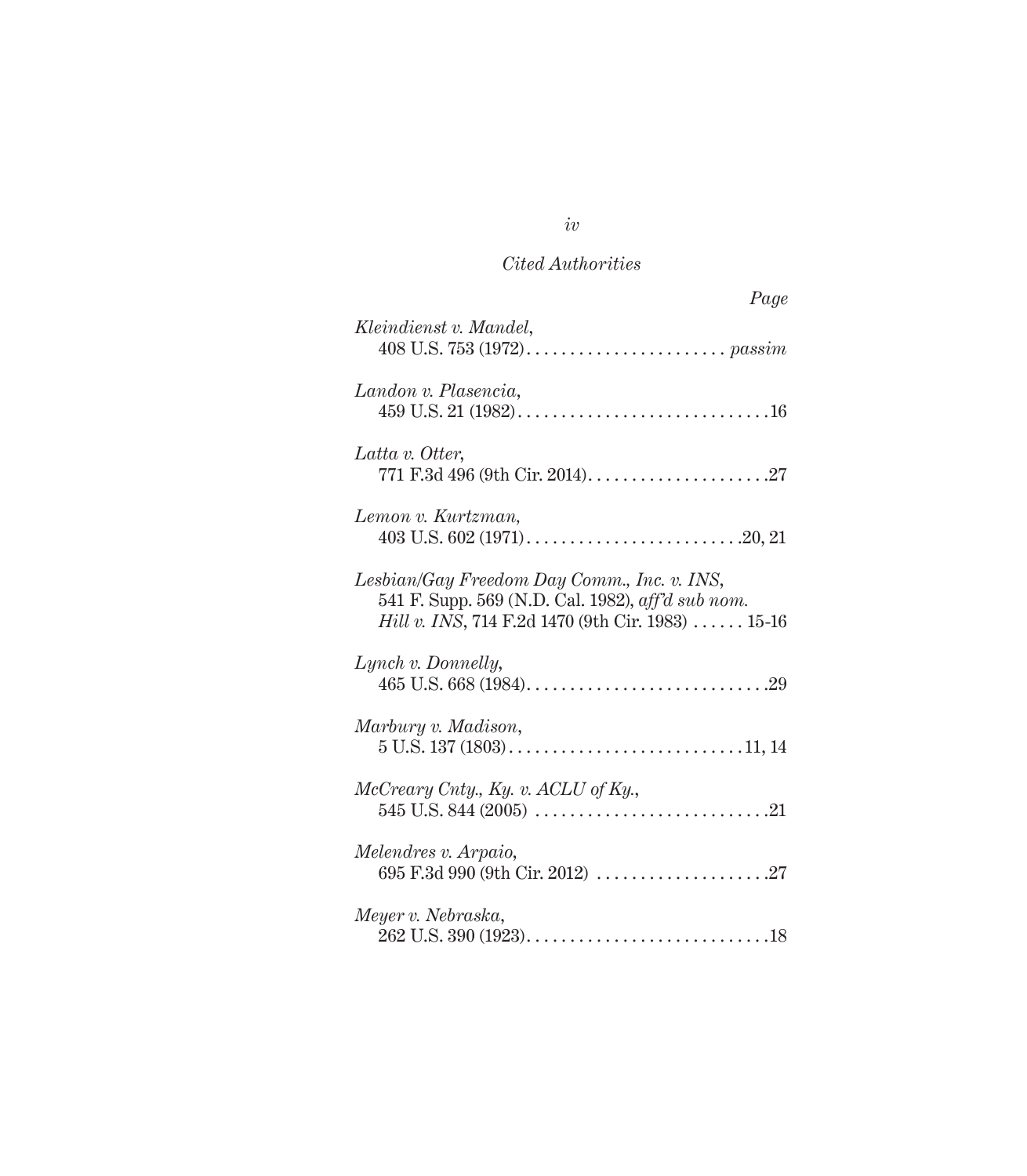*Cited Authorities*

*Page*

*Kleindienst v. Mandel*,
408 U.S. 753 (1972). . . . . . . . . . . . . . . . . . . . . . . *passim*

*Landon v. Plasencia*,
459 U.S. 21 (1982). . . . . . . . . . . . . . . . . . . . . . . . . . . . .16

*Latta v. Otter*,
771 F.3d 496 (9th Cir. 2014). . . . . . . . . . . . . . . . . . . . . .27

*Lemon v. Kurtzman*,
403 U.S. 602 (1971). . . . . . . . . . . . . . . . . . . . . . . . . .20, 21

*Lesbian/Gay Freedom Day Comm., Inc. v. INS*,
541 F. Supp. 569 (N.D. Cal. 1982), *aff'd sub nom. Hill v. INS*, 714 F.2d 1470 (9th Cir. 1983) . . . . . . 15-16

*Lynch v. Donnelly*,
465 U.S. 668 (1984). . . . . . . . . . . . . . . . . . . . . . . . . . . .29

*Marbury v. Madison*,
5 U.S. 137 (1803). . . . . . . . . . . . . . . . . . . . . . . . . . . .11, 14

*McCreary Cnty., Ky. v. ACLU of Ky.*,
545 U.S. 844 (2005) . . . . . . . . . . . . . . . . . . . . . . . . . . .21

*Melendres v. Arpaio*,
695 F.3d 990 (9th Cir. 2012) . . . . . . . . . . . . . . . . . . . .27

*Meyer v. Nebraska*,
262 U.S. 390 (1923). . . . . . . . . . . . . . . . . . . . . . . . . . . .18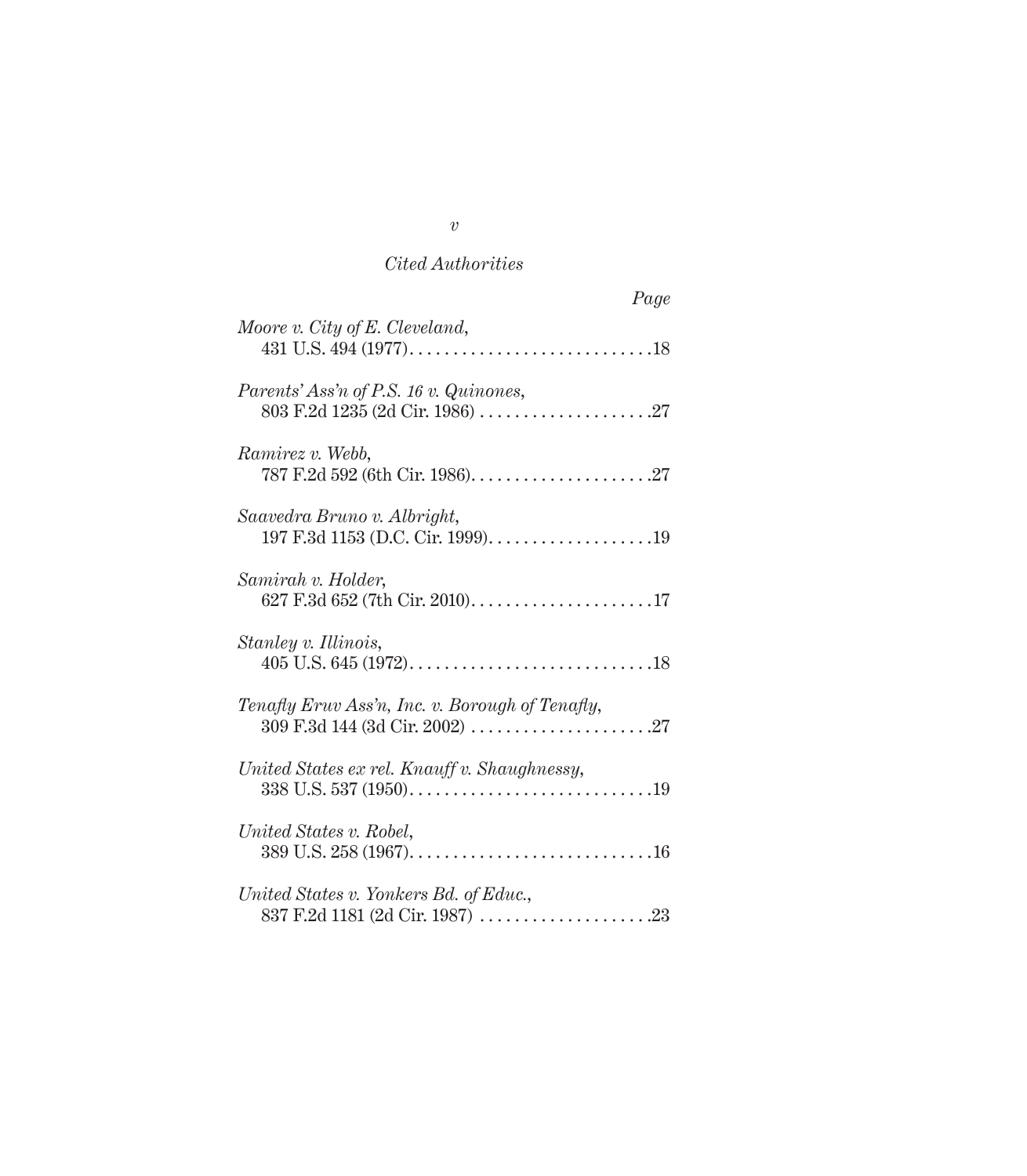*Cited Authorities*

| | Page |
|---|---|
| *Moore v. City of E. Cleveland*, 431 U.S. 494 (1977) | 18 |
| *Parents' Ass'n of P.S. 16 v. Quinones*, 803 F.2d 1235 (2d Cir. 1986) | 27 |
| *Ramirez v. Webb*, 787 F.2d 592 (6th Cir. 1986) | 27 |
| *Saavedra Bruno v. Albright*, 197 F.3d 1153 (D.C. Cir. 1999) | 19 |
| *Samirah v. Holder*, 627 F.3d 652 (7th Cir. 2010) | 17 |
| *Stanley v. Illinois*, 405 U.S. 645 (1972) | 18 |
| *Tenafly Eruv Ass'n, Inc. v. Borough of Tenafly*, 309 F.3d 144 (3d Cir. 2002) | 27 |
| *United States ex rel. Knauff v. Shaughnessy*, 338 U.S. 537 (1950) | 19 |
| *United States v. Robel*, 389 U.S. 258 (1967) | 16 |
| *United States v. Yonkers Bd. of Educ.*, 837 F.2d 1181 (2d Cir. 1987) | 23 |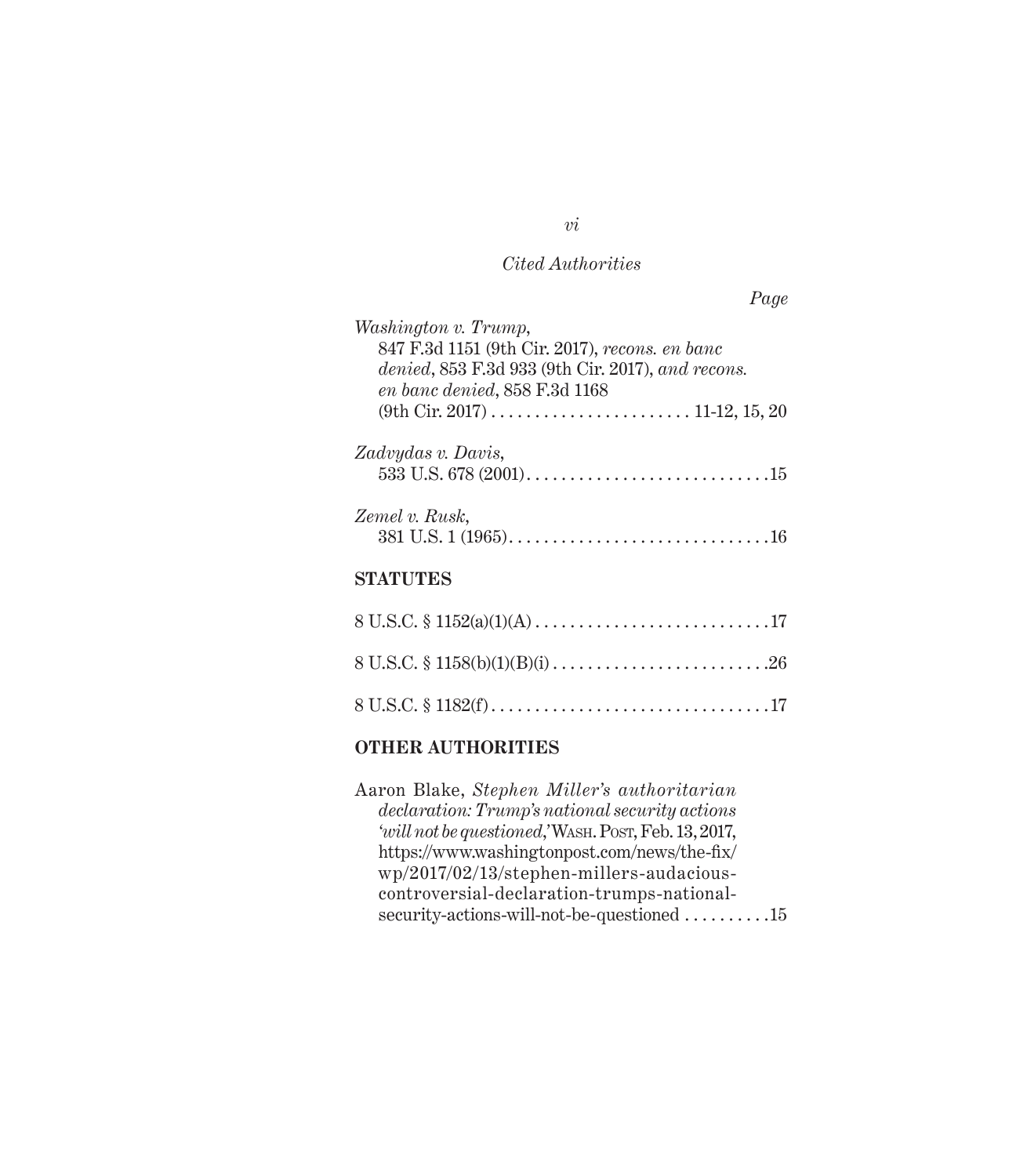*Cited Authorities*

*Page*

*Washington v. Trump*,
847 F.3d 1151 (9th Cir. 2017), *recons. en banc denied*, 853 F.3d 933 (9th Cir. 2017), *and recons. en banc denied*, 858 F.3d 1168 (9th Cir. 2017) . . . . . . . . . . . . . . . . . . . . . . . 11-12, 15, 20

*Zadvydas v. Davis*,
533 U.S. 678 (2001) . . . . . . . . . . . . . . . . . . . . . . . . . . . . 15

*Zemel v. Rusk*,
381 U.S. 1 (1965) . . . . . . . . . . . . . . . . . . . . . . . . . . . . . . 16

**STATUTES**

8 U.S.C. § 1152(a)(1)(A) . . . . . . . . . . . . . . . . . . . . . . . . . . . 17

8 U.S.C. § 1158(b)(1)(B)(i) . . . . . . . . . . . . . . . . . . . . . . . . . 26

8 U.S.C. § 1182(f) . . . . . . . . . . . . . . . . . . . . . . . . . . . . . . . 17

**OTHER AUTHORITIES**

Aaron Blake, *Stephen Miller's authoritarian declaration: Trump's national security actions 'will not be questioned,'* Wash. Post, Feb. 13, 2017, https://www.washingtonpost.com/news/the-fix/wp/2017/02/13/stephen-millers-audacious-controversial-declaration-trumps-national-security-actions-will-not-be-questioned . . . . . . . . . . 15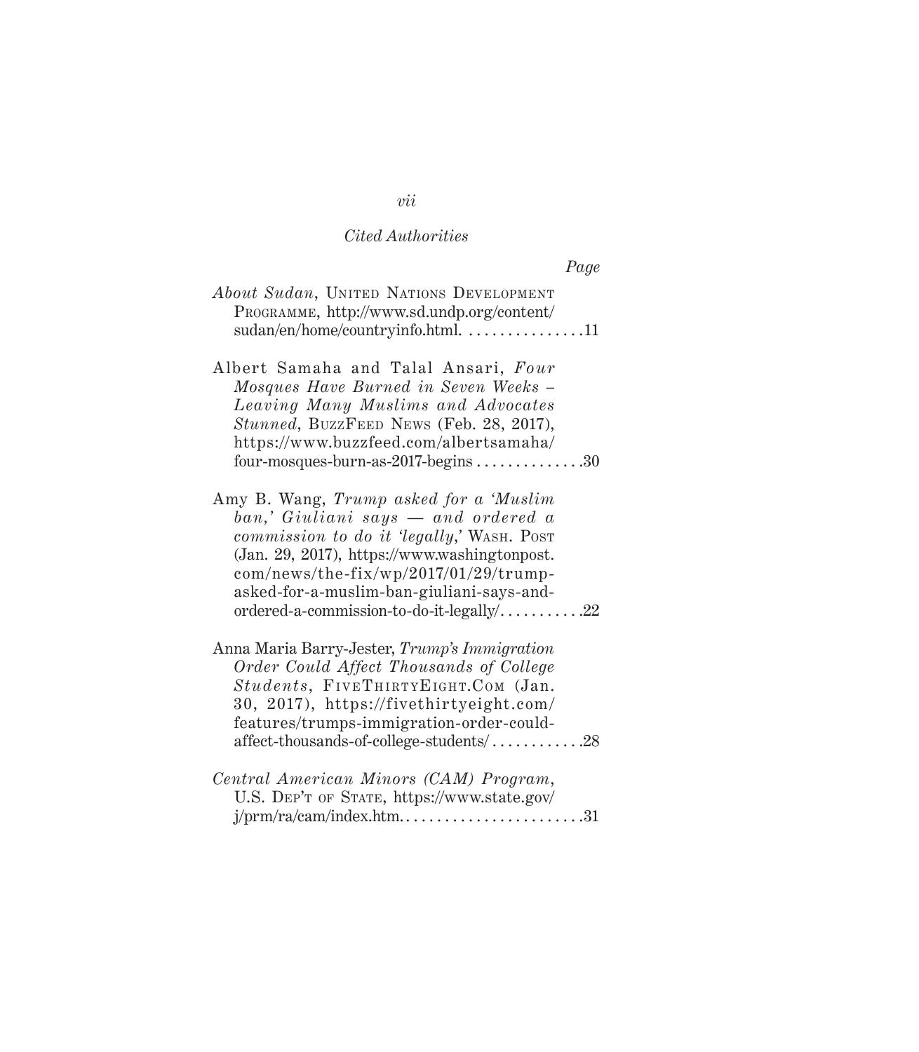*Cited Authorities*

*Page*

*About Sudan*, United Nations Development Programme, http://www.sd.undp.org/content/sudan/en/home/countryinfo.html. . . . . . . . . . . . . . . . .11

Albert Samaha and Talal Ansari, *Four Mosques Have Burned in Seven Weeks – Leaving Many Muslims and Advocates Stunned*, BuzzFeed News (Feb. 28, 2017), https://www.buzzfeed.com/albertsamaha/four-mosques-burn-as-2017-begins . . . . . . . . . . . . . .30

Amy B. Wang, *Trump asked for a 'Muslim ban,' Giuliani says — and ordered a commission to do it 'legally,'* Wash. Post (Jan. 29, 2017), https://www.washingtonpost.com/news/the-fix/wp/2017/01/29/trump-asked-for-a-muslim-ban-giuliani-says-and-ordered-a-commission-to-do-it-legally/. . . . . . . . . . .22

Anna Maria Barry-Jester, *Trump's Immigration Order Could Affect Thousands of College Students*, FiveThirtyEight.Com (Jan. 30, 2017), https://fivethirtyeight.com/features/trumps-immigration-order-could-affect-thousands-of-college-students/ . . . . . . . . . . . .28

*Central American Minors (CAM) Program*, U.S. Dep't of State, https://www.state.gov/j/prm/ra/cam/index.htm. . . . . . . . . . . . . . . . . . . . . . . .31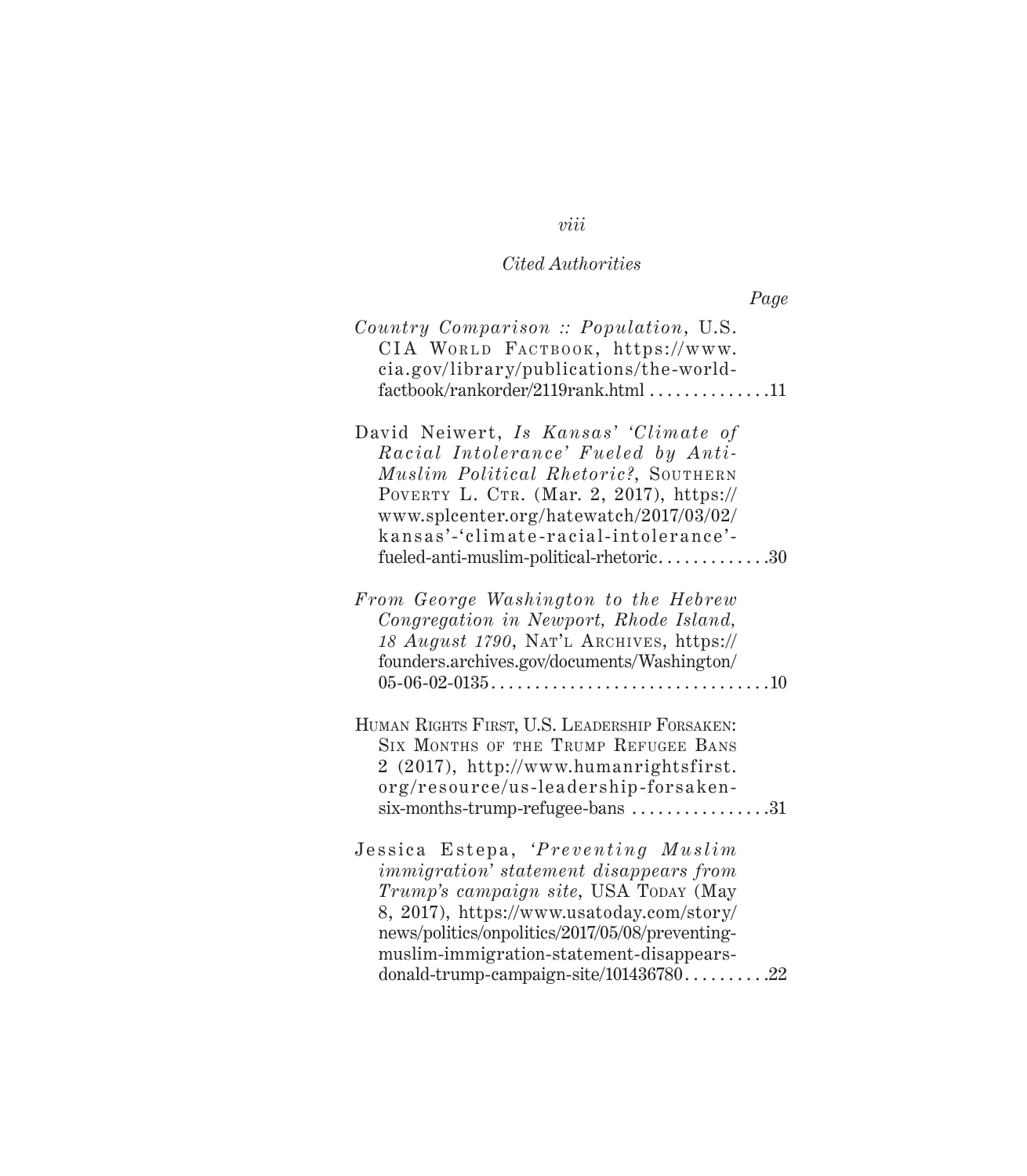*Cited Authorities*

*Page*

*Country Comparison :: Population*, U.S. CIA World Factbook, https://www.cia.gov/library/publications/the-world-factbook/rankorder/2119rank.html ..............11

David Neiwert, *Is Kansas' 'Climate of Racial Intolerance' Fueled by Anti-Muslim Political Rhetoric?*, Southern Poverty L. Ctr. (Mar. 2, 2017), https://www.splcenter.org/hatewatch/2017/03/02/kansas'-'climate-racial-intolerance'-fueled-anti-muslim-political-rhetoric.............30

*From George Washington to the Hebrew Congregation in Newport, Rhode Island, 18 August 1790*, Nat'l Archives, https://founders.archives.gov/documents/Washington/05-06-02-0135................................10

Human Rights First, U.S. Leadership Forsaken: Six Months of the Trump Refugee Bans 2 (2017), http://www.humanrightsfirst.org/resource/us-leadership-forsaken-six-months-trump-refugee-bans ................31

Jessica Estepa, *'Preventing Muslim immigration' statement disappears from Trump's campaign site*, USA Today (May 8, 2017), https://www.usatoday.com/story/news/politics/onpolitics/2017/05/08/preventing-muslim-immigration-statement-disappears-donald-trump-campaign-site/101436780..........22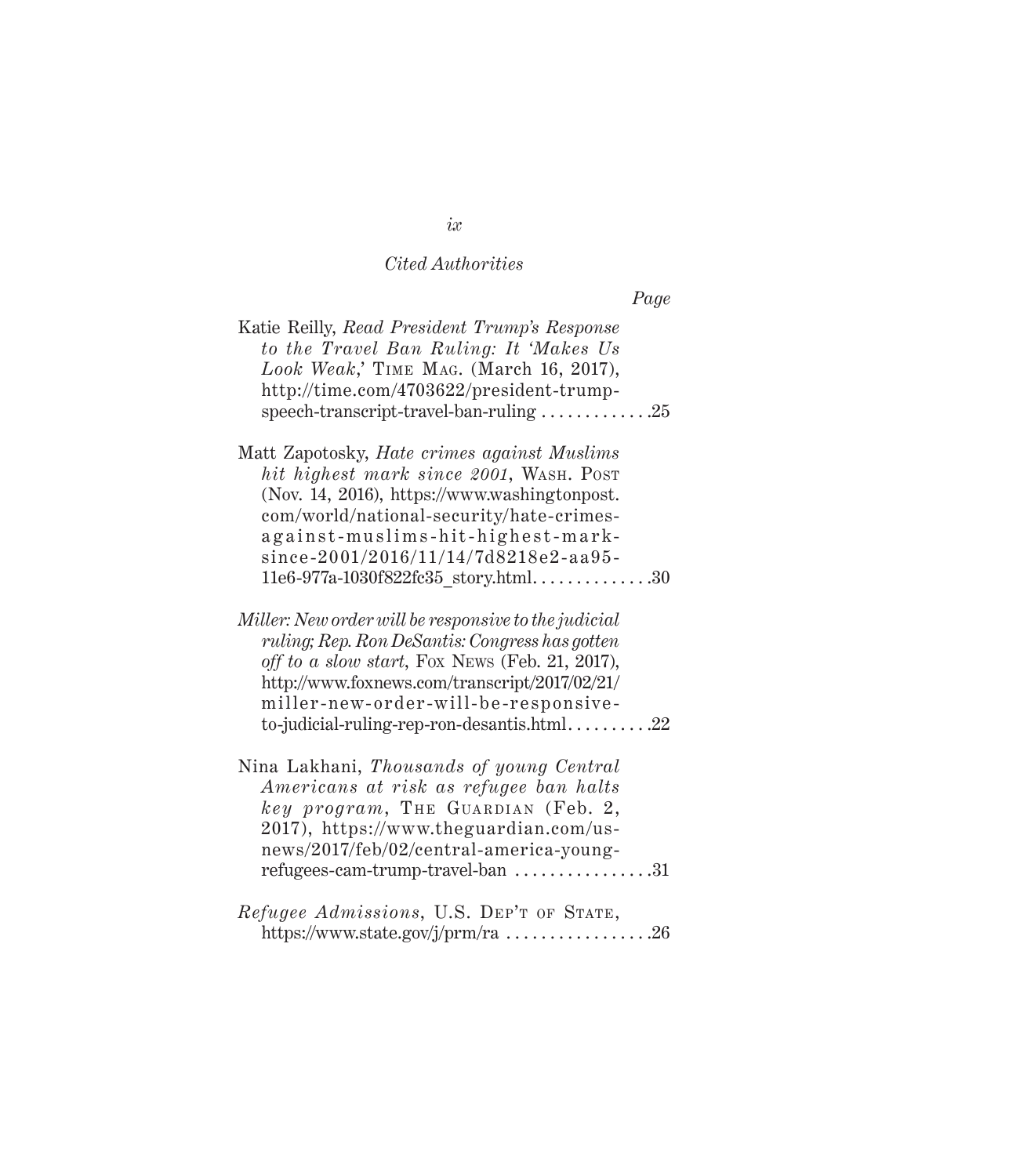*Cited Authorities*

*Page*

Katie Reilly, *Read President Trump's Response to the Travel Ban Ruling: It 'Makes Us Look Weak*,' TIME MAG. (March 16, 2017), http://time.com/4703622/president-trump-speech-transcript-travel-ban-ruling . . . . . . . . . . . . .25

Matt Zapotosky, *Hate crimes against Muslims hit highest mark since 2001*, WASH. POST (Nov. 14, 2016), https://www.washingtonpost.com/world/national-security/hate-crimes-against-muslims-hit-highest-mark-since-2001/2016/11/14/7d8218e2-aa95-11e6-977a-1030f822fc35_story.html. . . . . . . . . . . . . .30

*Miller: New order will be responsive to the judicial ruling; Rep. Ron DeSantis: Congress has gotten off to a slow start*, FOX NEWS (Feb. 21, 2017), http://www.foxnews.com/transcript/2017/02/21/miller-new-order-will-be-responsive-to-judicial-ruling-rep-ron-desantis.html. . . . . . . . . .22

Nina Lakhani, *Thousands of young Central Americans at risk as refugee ban halts key program*, THE GUARDIAN (Feb. 2, 2017), https://www.theguardian.com/us-news/2017/feb/02/central-america-young-refugees-cam-trump-travel-ban . . . . . . . . . . . . . . . .31

*Refugee Admissions*, U.S. DEP'T OF STATE, https://www.state.gov/j/prm/ra . . . . . . . . . . . . . . . . .26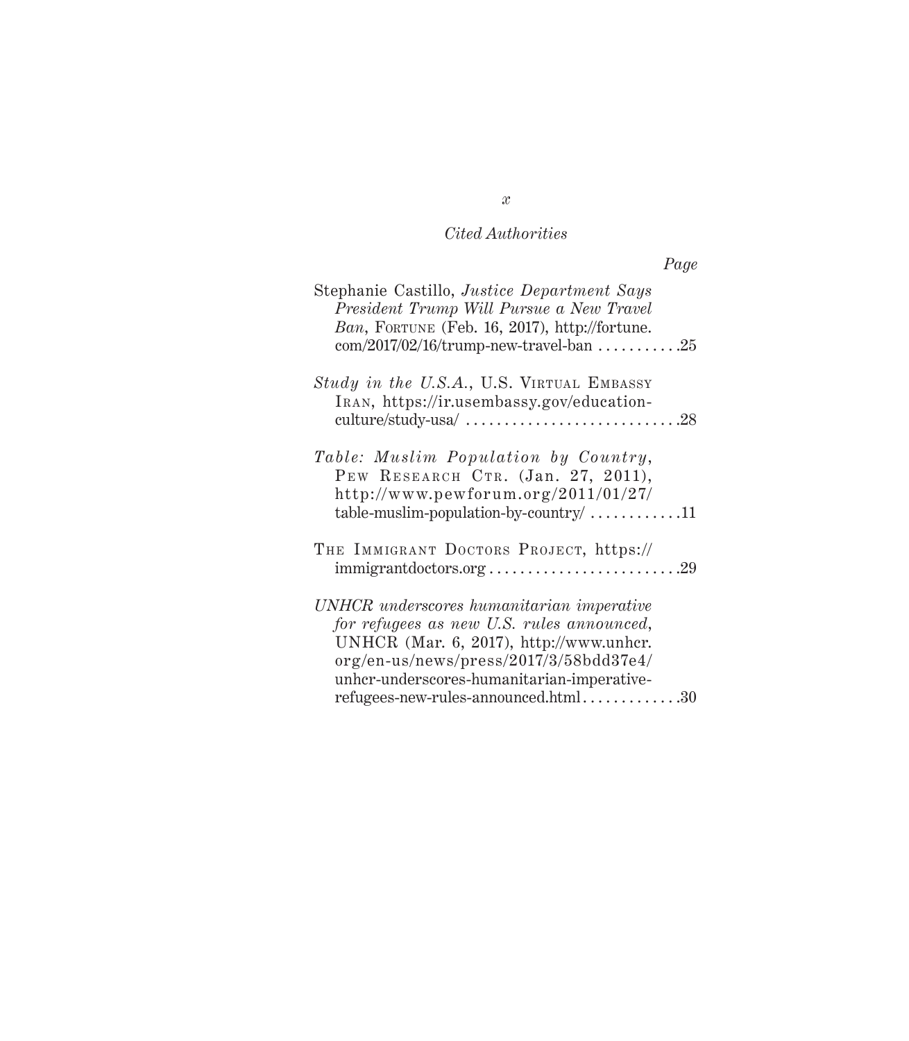*Cited Authorities*

*Page*

Stephanie Castillo, *Justice Department Says President Trump Will Pursue a New Travel Ban*, Fortune (Feb. 16, 2017), http://fortune.com/2017/02/16/trump-new-travel-ban . . . . . . . . . . .25

*Study in the U.S.A.*, U.S. Virtual Embassy Iran, https://ir.usembassy.gov/education-culture/study-usa/ . . . . . . . . . . . . . . . . . . . . . . . . . . .28

*Table: Muslim Population by Country*, Pew Research Ctr. (Jan. 27, 2011), http://www.pewforum.org/2011/01/27/table-muslim-population-by-country/ . . . . . . . . . . . .11

The Immigrant Doctors Project, https://immigrantdoctors.org . . . . . . . . . . . . . . . . . . . . . . . . .29

*UNHCR underscores humanitarian imperative for refugees as new U.S. rules announced*, UNHCR (Mar. 6, 2017), http://www.unhcr.org/en-us/news/press/2017/3/58bdd37e4/unhcr-underscores-humanitarian-imperative-refugees-new-rules-announced.html . . . . . . . . . . . . .30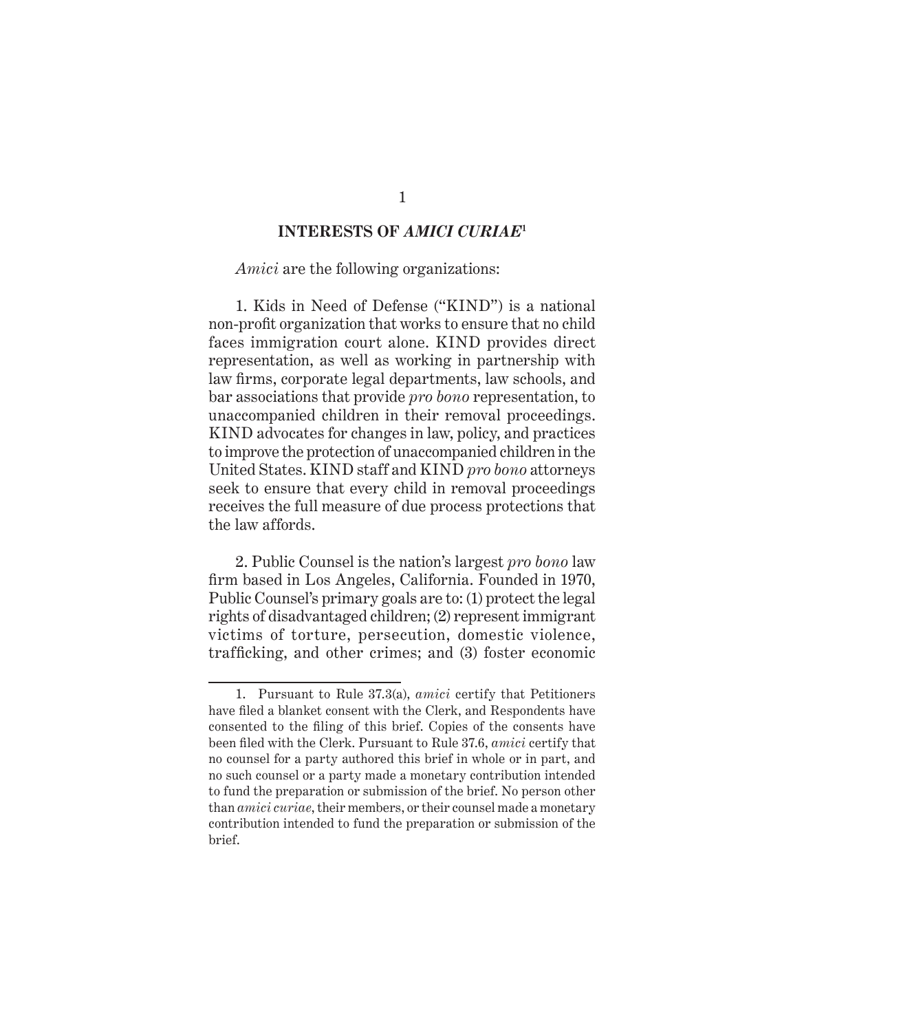## INTERESTS OF *AMICI CURIAE*[1]

*Amici* are the following organizations:

1. Kids in Need of Defense ("KIND") is a national non-profit organization that works to ensure that no child faces immigration court alone. KIND provides direct representation, as well as working in partnership with law firms, corporate legal departments, law schools, and bar associations that provide *pro bono* representation, to unaccompanied children in their removal proceedings. KIND advocates for changes in law, policy, and practices to improve the protection of unaccompanied children in the United States. KIND staff and KIND *pro bono* attorneys seek to ensure that every child in removal proceedings receives the full measure of due process protections that the law affords.

2. Public Counsel is the nation's largest *pro bono* law firm based in Los Angeles, California. Founded in 1970, Public Counsel's primary goals are to: (1) protect the legal rights of disadvantaged children; (2) represent immigrant victims of torture, persecution, domestic violence, trafficking, and other crimes; and (3) foster economic

---

1. Pursuant to Rule 37.3(a), *amici* certify that Petitioners have filed a blanket consent with the Clerk, and Respondents have consented to the filing of this brief. Copies of the consents have been filed with the Clerk. Pursuant to Rule 37.6, *amici* certify that no counsel for a party authored this brief in whole or in part, and no such counsel or a party made a monetary contribution intended to fund the preparation or submission of the brief. No person other than *amici curiae*, their members, or their counsel made a monetary contribution intended to fund the preparation or submission of the brief.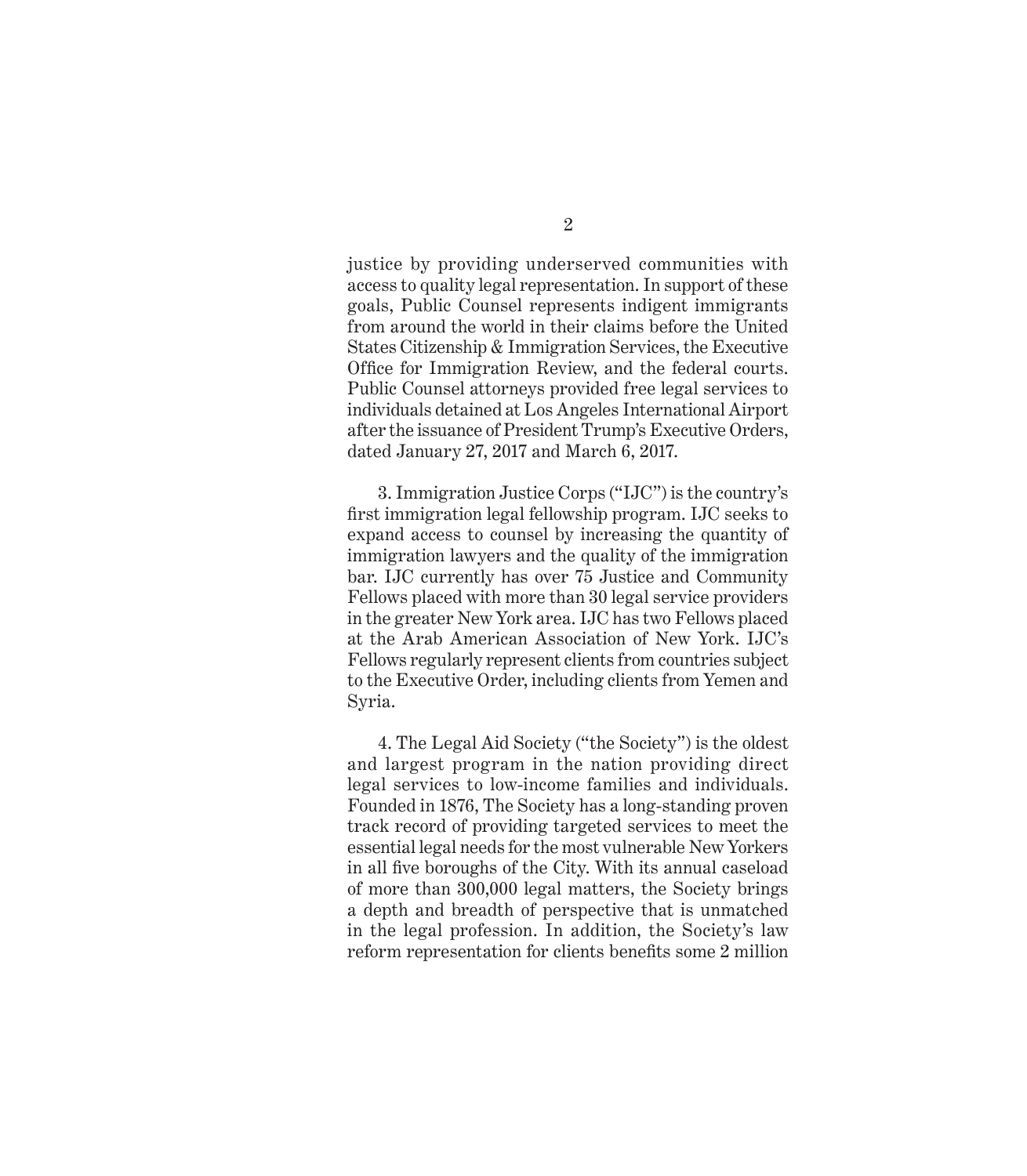justice by providing underserved communities with access to quality legal representation. In support of these goals, Public Counsel represents indigent immigrants from around the world in their claims before the United States Citizenship & Immigration Services, the Executive Office for Immigration Review, and the federal courts. Public Counsel attorneys provided free legal services to individuals detained at Los Angeles International Airport after the issuance of President Trump's Executive Orders, dated January 27, 2017 and March 6, 2017.

3. Immigration Justice Corps ("IJC") is the country's first immigration legal fellowship program. IJC seeks to expand access to counsel by increasing the quantity of immigration lawyers and the quality of the immigration bar. IJC currently has over 75 Justice and Community Fellows placed with more than 30 legal service providers in the greater New York area. IJC has two Fellows placed at the Arab American Association of New York. IJC's Fellows regularly represent clients from countries subject to the Executive Order, including clients from Yemen and Syria.

4. The Legal Aid Society ("the Society") is the oldest and largest program in the nation providing direct legal services to low-income families and individuals. Founded in 1876, The Society has a long-standing proven track record of providing targeted services to meet the essential legal needs for the most vulnerable New Yorkers in all five boroughs of the City. With its annual caseload of more than 300,000 legal matters, the Society brings a depth and breadth of perspective that is unmatched in the legal profession. In addition, the Society's law reform representation for clients benefits some 2 million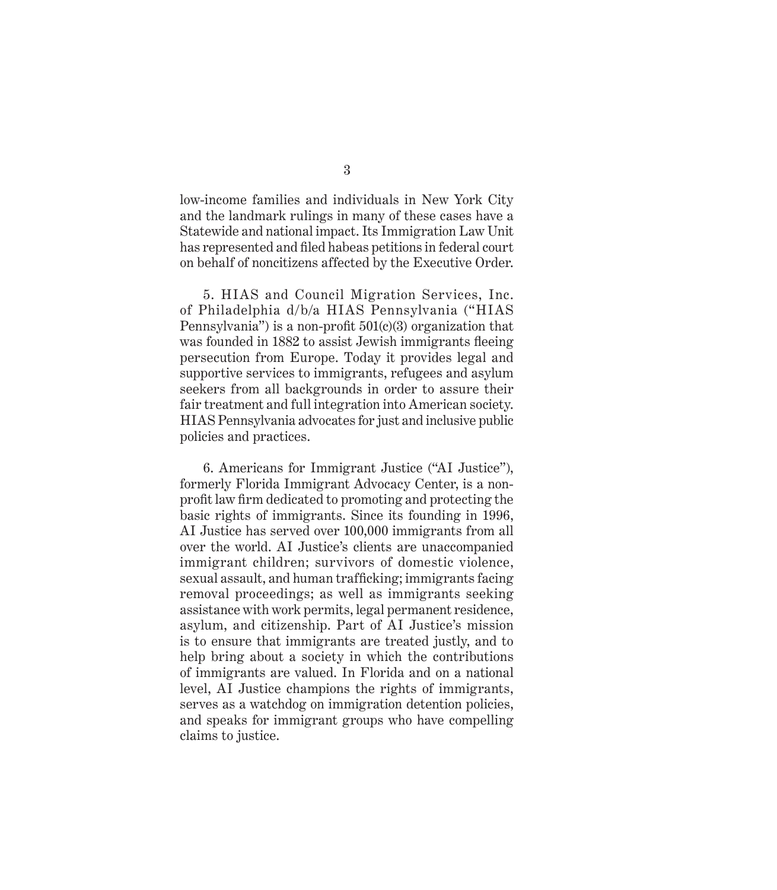low-income families and individuals in New York City and the landmark rulings in many of these cases have a Statewide and national impact. Its Immigration Law Unit has represented and filed habeas petitions in federal court on behalf of noncitizens affected by the Executive Order.

5. HIAS and Council Migration Services, Inc. of Philadelphia d/b/a HIAS Pennsylvania ("HIAS Pennsylvania") is a non-profit 501(c)(3) organization that was founded in 1882 to assist Jewish immigrants fleeing persecution from Europe. Today it provides legal and supportive services to immigrants, refugees and asylum seekers from all backgrounds in order to assure their fair treatment and full integration into American society. HIAS Pennsylvania advocates for just and inclusive public policies and practices.

6. Americans for Immigrant Justice ("AI Justice"), formerly Florida Immigrant Advocacy Center, is a non-profit law firm dedicated to promoting and protecting the basic rights of immigrants. Since its founding in 1996, AI Justice has served over 100,000 immigrants from all over the world. AI Justice's clients are unaccompanied immigrant children; survivors of domestic violence, sexual assault, and human trafficking; immigrants facing removal proceedings; as well as immigrants seeking assistance with work permits, legal permanent residence, asylum, and citizenship. Part of AI Justice's mission is to ensure that immigrants are treated justly, and to help bring about a society in which the contributions of immigrants are valued. In Florida and on a national level, AI Justice champions the rights of immigrants, serves as a watchdog on immigration detention policies, and speaks for immigrant groups who have compelling claims to justice.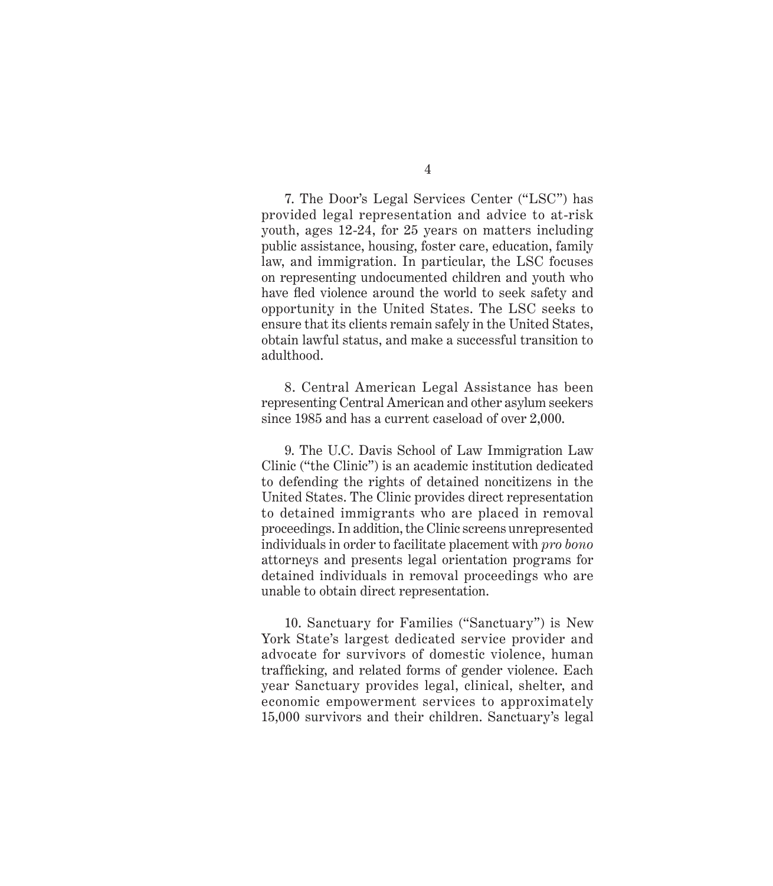7. The Door's Legal Services Center ("LSC") has provided legal representation and advice to at-risk youth, ages 12-24, for 25 years on matters including public assistance, housing, foster care, education, family law, and immigration. In particular, the LSC focuses on representing undocumented children and youth who have fled violence around the world to seek safety and opportunity in the United States. The LSC seeks to ensure that its clients remain safely in the United States, obtain lawful status, and make a successful transition to adulthood.

8. Central American Legal Assistance has been representing Central American and other asylum seekers since 1985 and has a current caseload of over 2,000.

9. The U.C. Davis School of Law Immigration Law Clinic ("the Clinic") is an academic institution dedicated to defending the rights of detained noncitizens in the United States. The Clinic provides direct representation to detained immigrants who are placed in removal proceedings. In addition, the Clinic screens unrepresented individuals in order to facilitate placement with *pro bono* attorneys and presents legal orientation programs for detained individuals in removal proceedings who are unable to obtain direct representation.

10. Sanctuary for Families ("Sanctuary") is New York State's largest dedicated service provider and advocate for survivors of domestic violence, human trafficking, and related forms of gender violence. Each year Sanctuary provides legal, clinical, shelter, and economic empowerment services to approximately 15,000 survivors and their children. Sanctuary's legal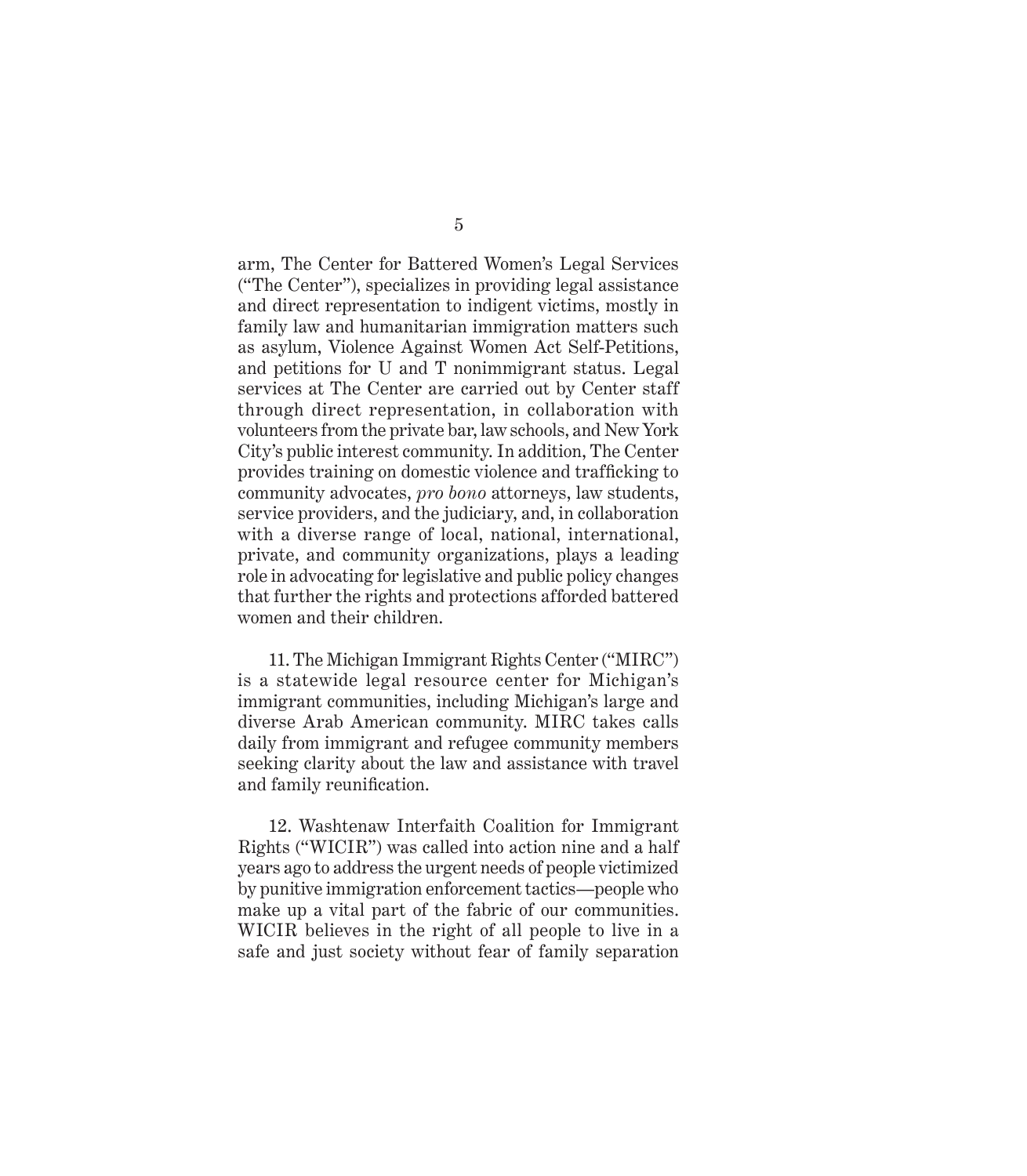arm, The Center for Battered Women's Legal Services ("The Center"), specializes in providing legal assistance and direct representation to indigent victims, mostly in family law and humanitarian immigration matters such as asylum, Violence Against Women Act Self-Petitions, and petitions for U and T nonimmigrant status. Legal services at The Center are carried out by Center staff through direct representation, in collaboration with volunteers from the private bar, law schools, and New York City's public interest community. In addition, The Center provides training on domestic violence and trafficking to community advocates, *pro bono* attorneys, law students, service providers, and the judiciary, and, in collaboration with a diverse range of local, national, international, private, and community organizations, plays a leading role in advocating for legislative and public policy changes that further the rights and protections afforded battered women and their children.

11. The Michigan Immigrant Rights Center ("MIRC") is a statewide legal resource center for Michigan's immigrant communities, including Michigan's large and diverse Arab American community. MIRC takes calls daily from immigrant and refugee community members seeking clarity about the law and assistance with travel and family reunification.

12. Washtenaw Interfaith Coalition for Immigrant Rights ("WICIR") was called into action nine and a half years ago to address the urgent needs of people victimized by punitive immigration enforcement tactics—people who make up a vital part of the fabric of our communities. WICIR believes in the right of all people to live in a safe and just society without fear of family separation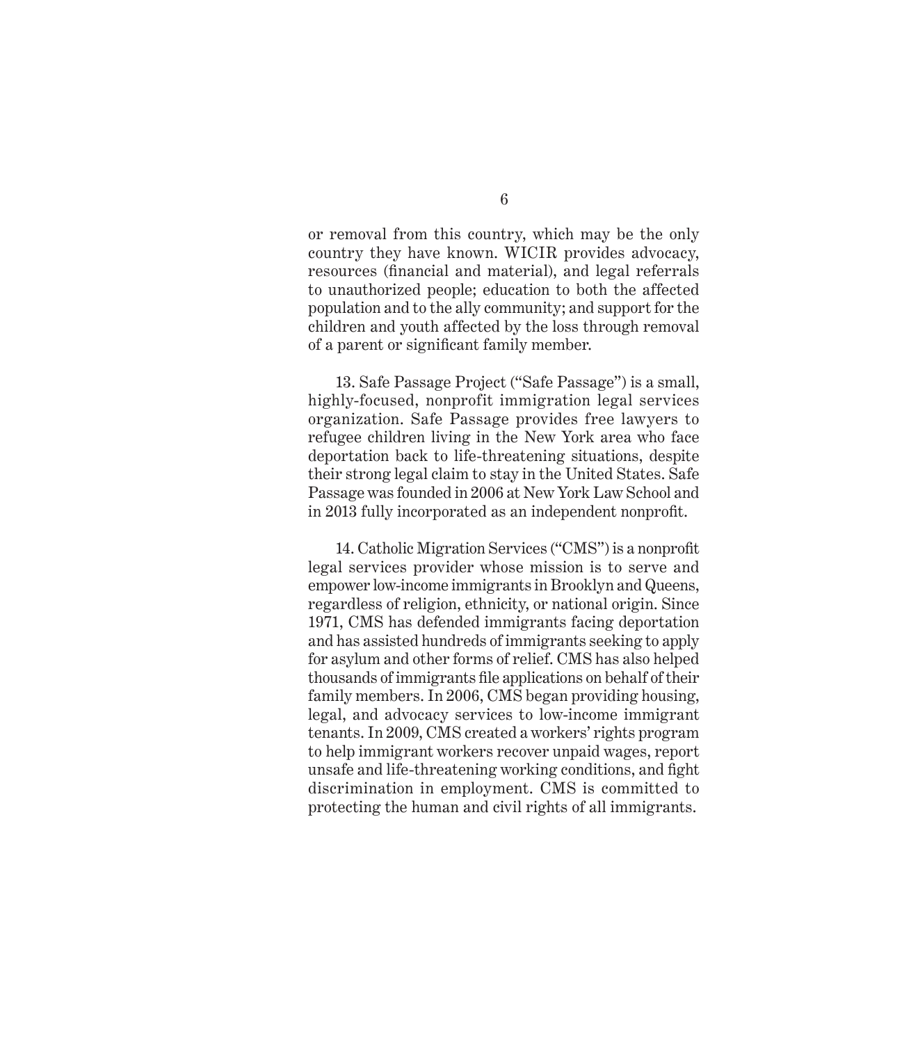or removal from this country, which may be the only country they have known. WICIR provides advocacy, resources (financial and material), and legal referrals to unauthorized people; education to both the affected population and to the ally community; and support for the children and youth affected by the loss through removal of a parent or significant family member.

13. Safe Passage Project ("Safe Passage") is a small, highly-focused, nonprofit immigration legal services organization. Safe Passage provides free lawyers to refugee children living in the New York area who face deportation back to life-threatening situations, despite their strong legal claim to stay in the United States. Safe Passage was founded in 2006 at New York Law School and in 2013 fully incorporated as an independent nonprofit.

14. Catholic Migration Services ("CMS") is a nonprofit legal services provider whose mission is to serve and empower low-income immigrants in Brooklyn and Queens, regardless of religion, ethnicity, or national origin. Since 1971, CMS has defended immigrants facing deportation and has assisted hundreds of immigrants seeking to apply for asylum and other forms of relief. CMS has also helped thousands of immigrants file applications on behalf of their family members. In 2006, CMS began providing housing, legal, and advocacy services to low-income immigrant tenants. In 2009, CMS created a workers' rights program to help immigrant workers recover unpaid wages, report unsafe and life-threatening working conditions, and fight discrimination in employment. CMS is committed to protecting the human and civil rights of all immigrants.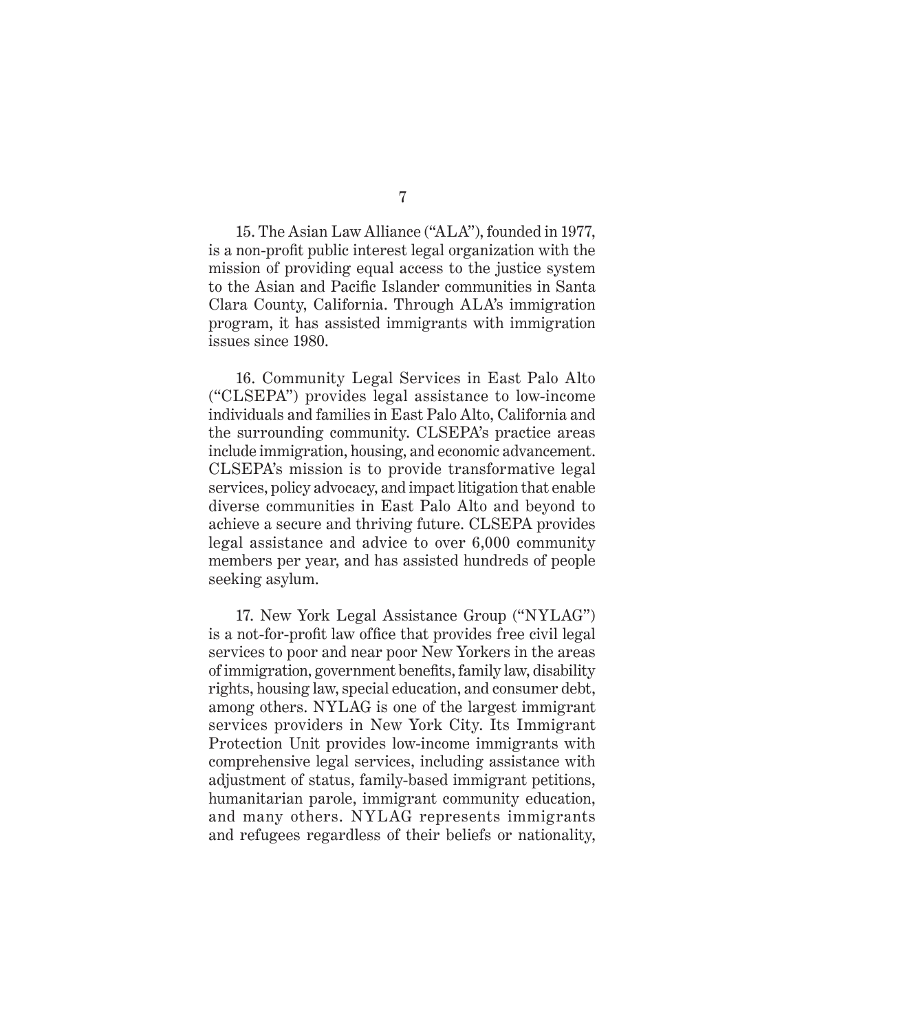15. The Asian Law Alliance ("ALA"), founded in 1977, is a non-profit public interest legal organization with the mission of providing equal access to the justice system to the Asian and Pacific Islander communities in Santa Clara County, California. Through ALA's immigration program, it has assisted immigrants with immigration issues since 1980.

16. Community Legal Services in East Palo Alto ("CLSEPA") provides legal assistance to low-income individuals and families in East Palo Alto, California and the surrounding community. CLSEPA's practice areas include immigration, housing, and economic advancement. CLSEPA's mission is to provide transformative legal services, policy advocacy, and impact litigation that enable diverse communities in East Palo Alto and beyond to achieve a secure and thriving future. CLSEPA provides legal assistance and advice to over 6,000 community members per year, and has assisted hundreds of people seeking asylum.

17. New York Legal Assistance Group ("NYLAG") is a not-for-profit law office that provides free civil legal services to poor and near poor New Yorkers in the areas of immigration, government benefits, family law, disability rights, housing law, special education, and consumer debt, among others. NYLAG is one of the largest immigrant services providers in New York City. Its Immigrant Protection Unit provides low-income immigrants with comprehensive legal services, including assistance with adjustment of status, family-based immigrant petitions, humanitarian parole, immigrant community education, and many others. NYLAG represents immigrants and refugees regardless of their beliefs or nationality,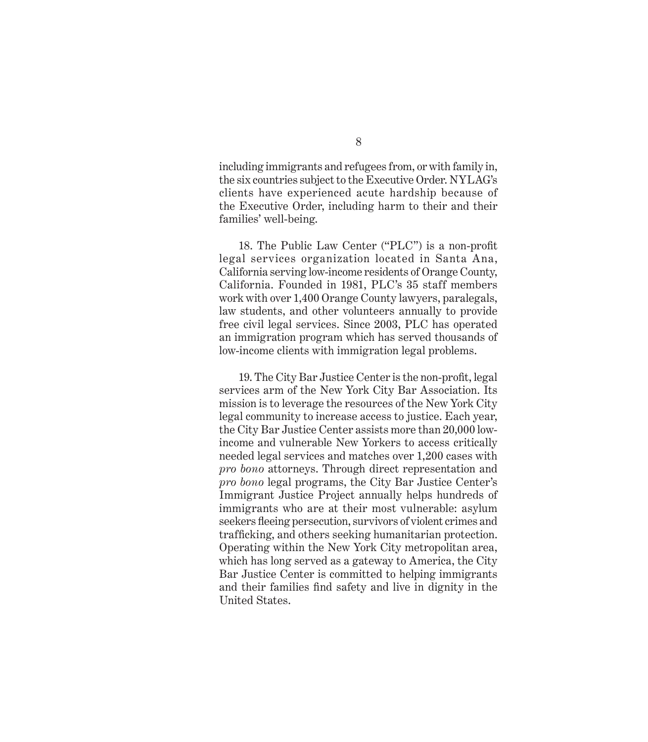including immigrants and refugees from, or with family in, the six countries subject to the Executive Order. NYLAG's clients have experienced acute hardship because of the Executive Order, including harm to their and their families' well-being.

18. The Public Law Center ("PLC") is a non-profit legal services organization located in Santa Ana, California serving low-income residents of Orange County, California. Founded in 1981, PLC's 35 staff members work with over 1,400 Orange County lawyers, paralegals, law students, and other volunteers annually to provide free civil legal services. Since 2003, PLC has operated an immigration program which has served thousands of low-income clients with immigration legal problems.

19. The City Bar Justice Center is the non-profit, legal services arm of the New York City Bar Association. Its mission is to leverage the resources of the New York City legal community to increase access to justice. Each year, the City Bar Justice Center assists more than 20,000 low-income and vulnerable New Yorkers to access critically needed legal services and matches over 1,200 cases with *pro bono* attorneys. Through direct representation and *pro bono* legal programs, the City Bar Justice Center's Immigrant Justice Project annually helps hundreds of immigrants who are at their most vulnerable: asylum seekers fleeing persecution, survivors of violent crimes and trafficking, and others seeking humanitarian protection. Operating within the New York City metropolitan area, which has long served as a gateway to America, the City Bar Justice Center is committed to helping immigrants and their families find safety and live in dignity in the United States.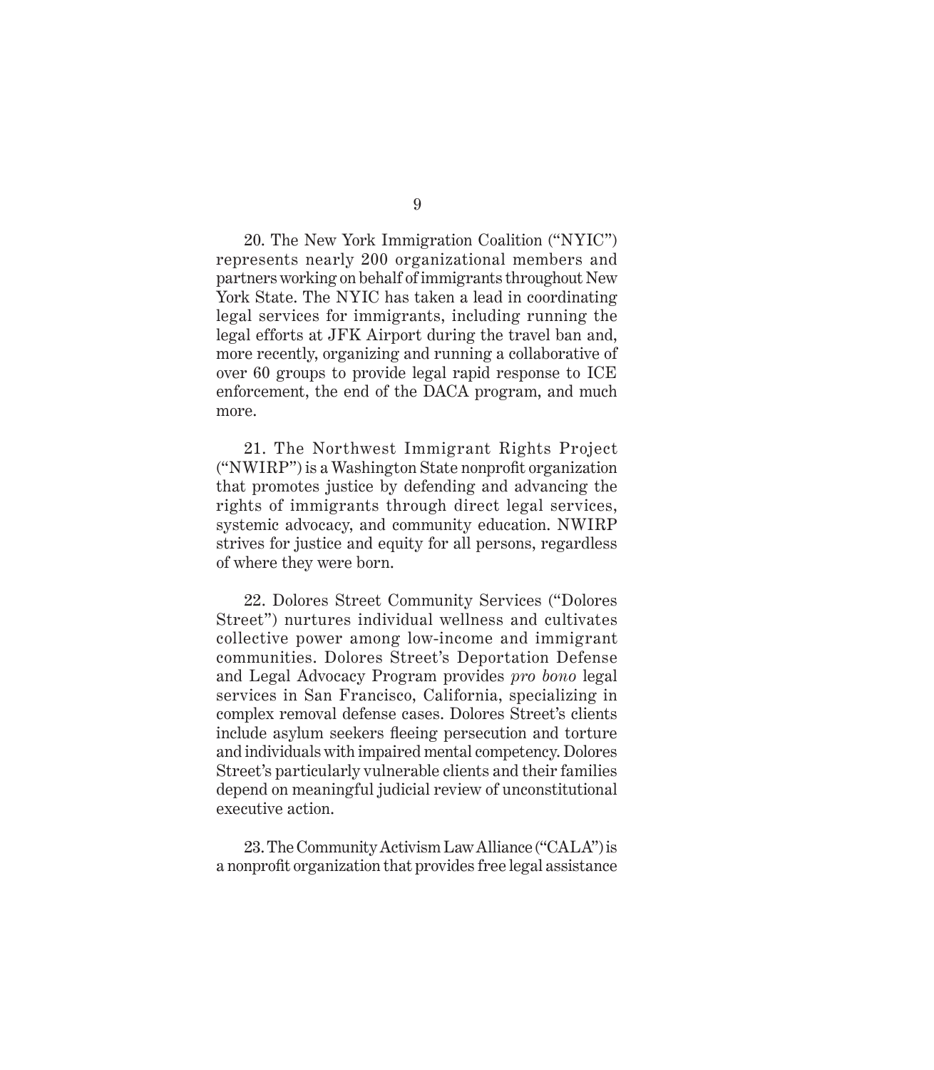20. The New York Immigration Coalition ("NYIC") represents nearly 200 organizational members and partners working on behalf of immigrants throughout New York State. The NYIC has taken a lead in coordinating legal services for immigrants, including running the legal efforts at JFK Airport during the travel ban and, more recently, organizing and running a collaborative of over 60 groups to provide legal rapid response to ICE enforcement, the end of the DACA program, and much more.

21. The Northwest Immigrant Rights Project ("NWIRP") is a Washington State nonprofit organization that promotes justice by defending and advancing the rights of immigrants through direct legal services, systemic advocacy, and community education. NWIRP strives for justice and equity for all persons, regardless of where they were born.

22. Dolores Street Community Services ("Dolores Street") nurtures individual wellness and cultivates collective power among low-income and immigrant communities. Dolores Street's Deportation Defense and Legal Advocacy Program provides *pro bono* legal services in San Francisco, California, specializing in complex removal defense cases. Dolores Street's clients include asylum seekers fleeing persecution and torture and individuals with impaired mental competency. Dolores Street's particularly vulnerable clients and their families depend on meaningful judicial review of unconstitutional executive action.

23. The Community Activism Law Alliance ("CALA") is a nonprofit organization that provides free legal assistance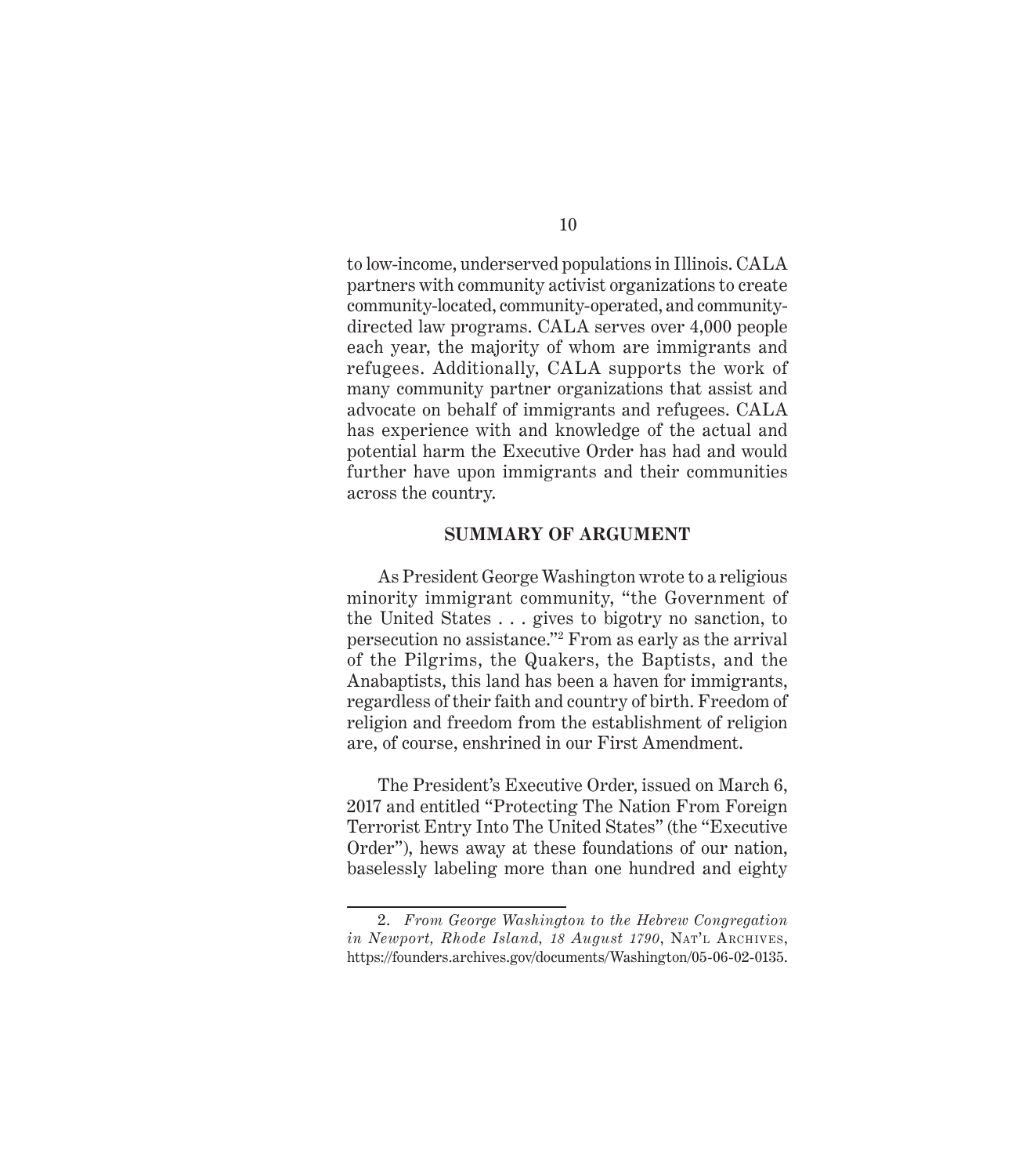to low-income, underserved populations in Illinois. CALA partners with community activist organizations to create community-located, community-operated, and community-directed law programs. CALA serves over 4,000 people each year, the majority of whom are immigrants and refugees. Additionally, CALA supports the work of many community partner organizations that assist and advocate on behalf of immigrants and refugees. CALA has experience with and knowledge of the actual and potential harm the Executive Order has had and would further have upon immigrants and their communities across the country.

## SUMMARY OF ARGUMENT

As President George Washington wrote to a religious minority immigrant community, "the Government of the United States . . . gives to bigotry no sanction, to persecution no assistance."[2] From as early as the arrival of the Pilgrims, the Quakers, the Baptists, and the Anabaptists, this land has been a haven for immigrants, regardless of their faith and country of birth. Freedom of religion and freedom from the establishment of religion are, of course, enshrined in our First Amendment.

The President's Executive Order, issued on March 6, 2017 and entitled "Protecting The Nation From Foreign Terrorist Entry Into The United States" (the "Executive Order"), hews away at these foundations of our nation, baselessly labeling more than one hundred and eighty

---

2. *From George Washington to the Hebrew Congregation in Newport, Rhode Island, 18 August 1790*, Nat'l Archives, https://founders.archives.gov/documents/Washington/05-06-02-0135.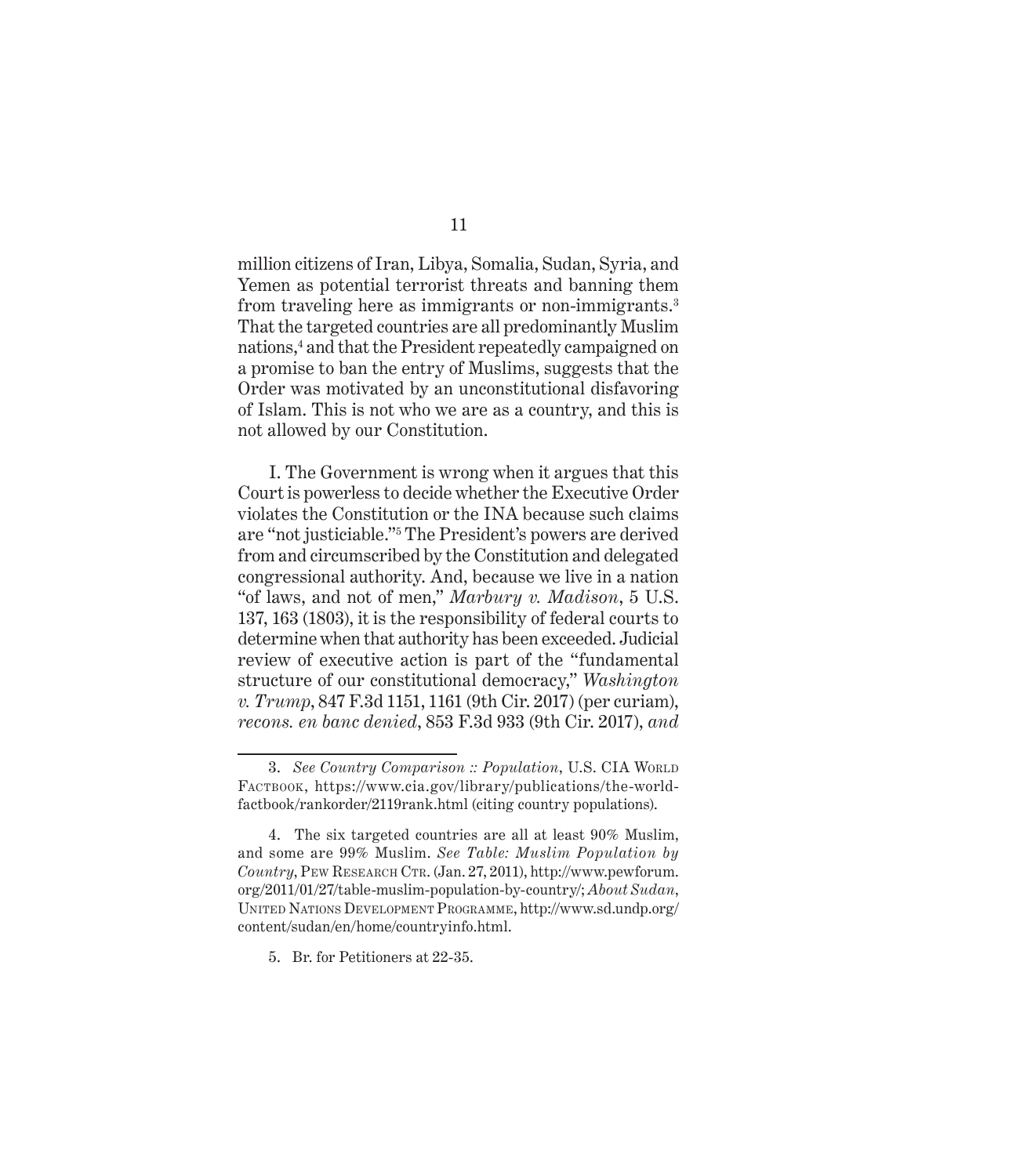million citizens of Iran, Libya, Somalia, Sudan, Syria, and Yemen as potential terrorist threats and banning them from traveling here as immigrants or non-immigrants.[3] That the targeted countries are all predominantly Muslim nations,[4] and that the President repeatedly campaigned on a promise to ban the entry of Muslims, suggests that the Order was motivated by an unconstitutional disfavoring of Islam. This is not who we are as a country, and this is not allowed by our Constitution.

I. The Government is wrong when it argues that this Court is powerless to decide whether the Executive Order violates the Constitution or the INA because such claims are "not justiciable."[5] The President's powers are derived from and circumscribed by the Constitution and delegated congressional authority. And, because we live in a nation "of laws, and not of men," *Marbury v. Madison*, 5 U.S. 137, 163 (1803), it is the responsibility of federal courts to determine when that authority has been exceeded. Judicial review of executive action is part of the "fundamental structure of our constitutional democracy," *Washington v. Trump*, 847 F.3d 1151, 1161 (9th Cir. 2017) (per curiam), *recons. en banc denied*, 853 F.3d 933 (9th Cir. 2017), *and*

---

3. *See Country Comparison :: Population*, U.S. CIA World Factbook, https://www.cia.gov/library/publications/the-world-factbook/rankorder/2119rank.html (citing country populations).

4. The six targeted countries are all at least 90% Muslim, and some are 99% Muslim. *See Table: Muslim Population by Country*, Pew Research Ctr. (Jan. 27, 2011), http://www.pewforum.org/2011/01/27/table-muslim-population-by-country/; *About Sudan*, United Nations Development Programme, http://www.sd.undp.org/content/sudan/en/home/countryinfo.html.

5. Br. for Petitioners at 22-35.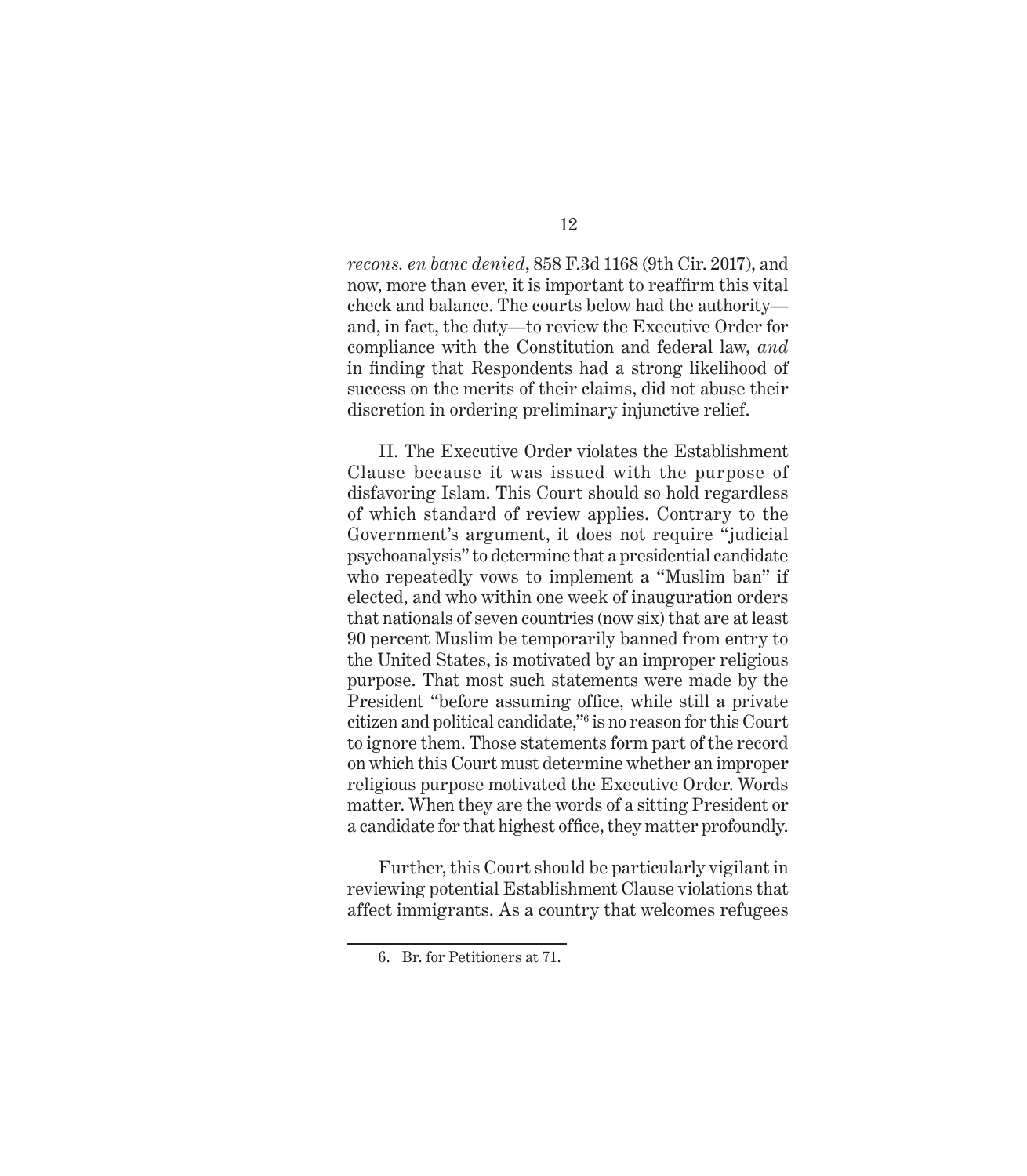*recons. en banc denied*, 858 F.3d 1168 (9th Cir. 2017), and now, more than ever, it is important to reaffirm this vital check and balance. The courts below had the authority—and, in fact, the duty—to review the Executive Order for compliance with the Constitution and federal law, *and* in finding that Respondents had a strong likelihood of success on the merits of their claims, did not abuse their discretion in ordering preliminary injunctive relief.

II. The Executive Order violates the Establishment Clause because it was issued with the purpose of disfavoring Islam. This Court should so hold regardless of which standard of review applies. Contrary to the Government's argument, it does not require "judicial psychoanalysis" to determine that a presidential candidate who repeatedly vows to implement a "Muslim ban" if elected, and who within one week of inauguration orders that nationals of seven countries (now six) that are at least 90 percent Muslim be temporarily banned from entry to the United States, is motivated by an improper religious purpose. That most such statements were made by the President "before assuming office, while still a private citizen and political candidate,"[6] is no reason for this Court to ignore them. Those statements form part of the record on which this Court must determine whether an improper religious purpose motivated the Executive Order. Words matter. When they are the words of a sitting President or a candidate for that highest office, they matter profoundly.

Further, this Court should be particularly vigilant in reviewing potential Establishment Clause violations that affect immigrants. As a country that welcomes refugees

6. Br. for Petitioners at 71.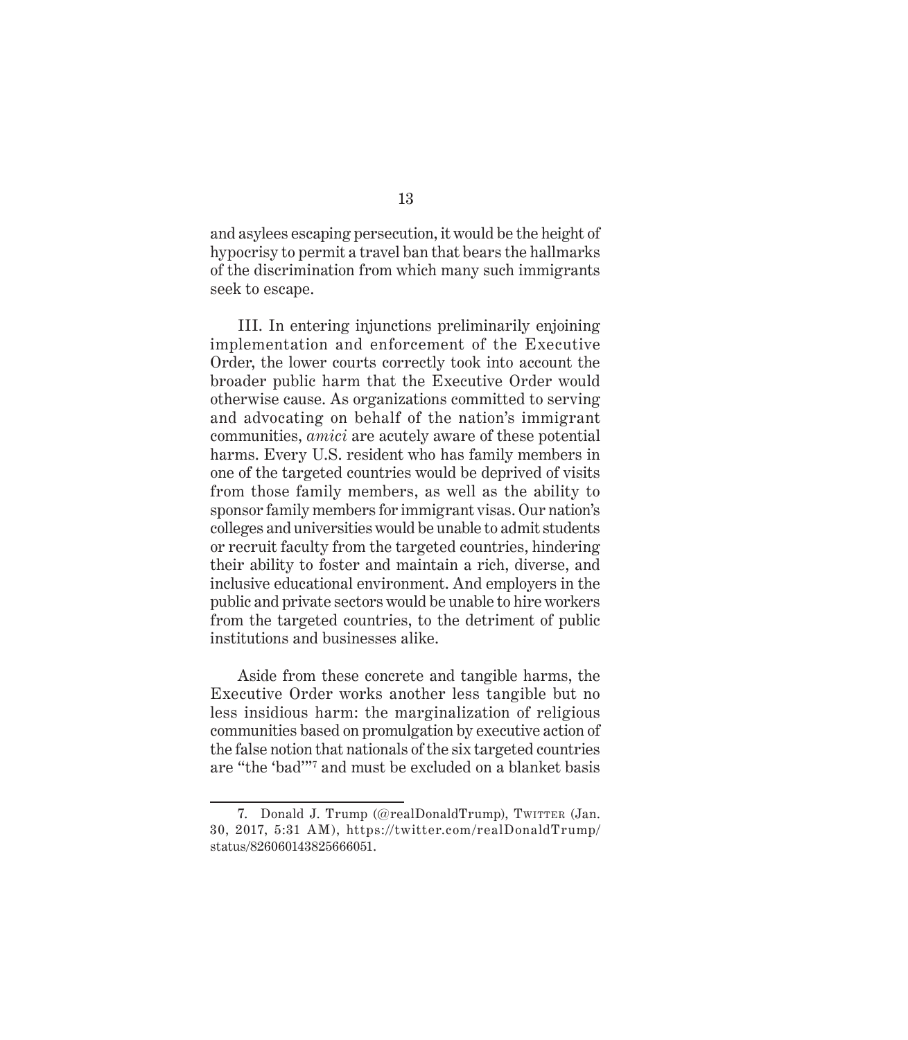and asylees escaping persecution, it would be the height of hypocrisy to permit a travel ban that bears the hallmarks of the discrimination from which many such immigrants seek to escape.

III. In entering injunctions preliminarily enjoining implementation and enforcement of the Executive Order, the lower courts correctly took into account the broader public harm that the Executive Order would otherwise cause. As organizations committed to serving and advocating on behalf of the nation's immigrant communities, *amici* are acutely aware of these potential harms. Every U.S. resident who has family members in one of the targeted countries would be deprived of visits from those family members, as well as the ability to sponsor family members for immigrant visas. Our nation's colleges and universities would be unable to admit students or recruit faculty from the targeted countries, hindering their ability to foster and maintain a rich, diverse, and inclusive educational environment. And employers in the public and private sectors would be unable to hire workers from the targeted countries, to the detriment of public institutions and businesses alike.

Aside from these concrete and tangible harms, the Executive Order works another less tangible but no less insidious harm: the marginalization of religious communities based on promulgation by executive action of the false notion that nationals of the six targeted countries are "the 'bad'"[7] and must be excluded on a blanket basis

---

7. Donald J. Trump (@realDonaldTrump), TWITTER (Jan. 30, 2017, 5:31 AM), https://twitter.com/realDonaldTrump/status/826060143825666051.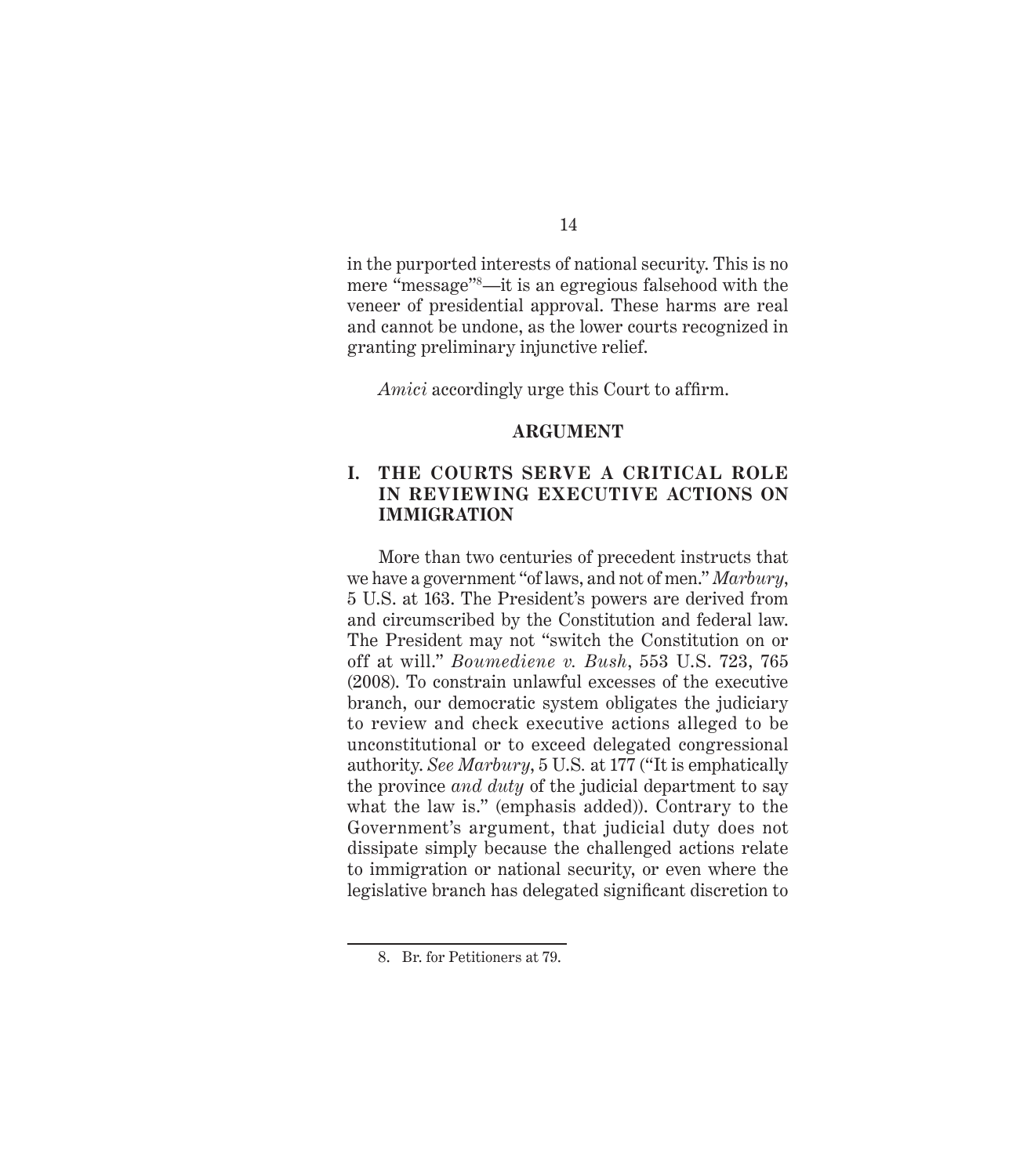in the purported interests of national security. This is no mere "message"[8]—it is an egregious falsehood with the veneer of presidential approval. These harms are real and cannot be undone, as the lower courts recognized in granting preliminary injunctive relief.

*Amici* accordingly urge this Court to affirm.

## ARGUMENT

### I. THE COURTS SERVE A CRITICAL ROLE IN REVIEWING EXECUTIVE ACTIONS ON IMMIGRATION

More than two centuries of precedent instructs that we have a government "of laws, and not of men." *Marbury*, 5 U.S. at 163. The President's powers are derived from and circumscribed by the Constitution and federal law. The President may not "switch the Constitution on or off at will." *Boumediene v. Bush*, 553 U.S. 723, 765 (2008). To constrain unlawful excesses of the executive branch, our democratic system obligates the judiciary to review and check executive actions alleged to be unconstitutional or to exceed delegated congressional authority. *See Marbury*, 5 U.S. at 177 ("It is emphatically the province *and duty* of the judicial department to say what the law is." (emphasis added)). Contrary to the Government's argument, that judicial duty does not dissipate simply because the challenged actions relate to immigration or national security, or even where the legislative branch has delegated significant discretion to

---

8. Br. for Petitioners at 79.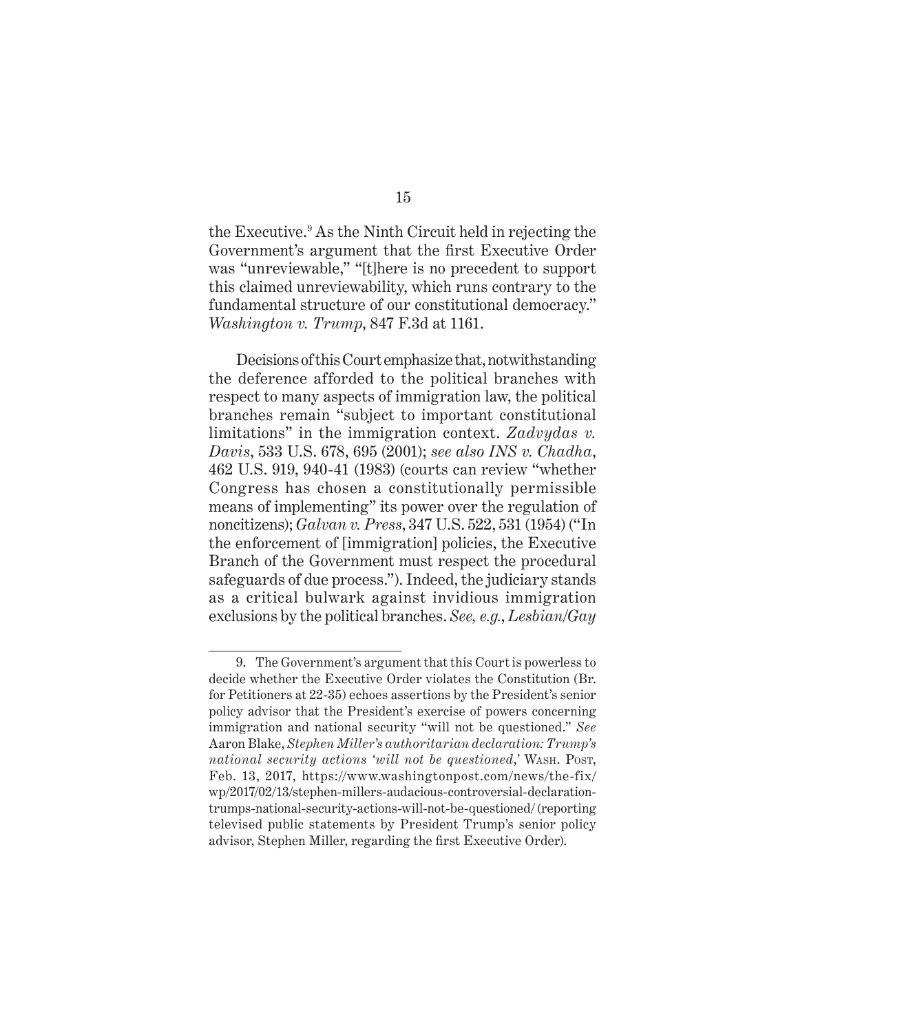the Executive.[9] As the Ninth Circuit held in rejecting the Government's argument that the first Executive Order was "unreviewable," "[t]here is no precedent to support this claimed unreviewability, which runs contrary to the fundamental structure of our constitutional democracy." *Washington v. Trump*, 847 F.3d at 1161.

Decisions of this Court emphasize that, notwithstanding the deference afforded to the political branches with respect to many aspects of immigration law, the political branches remain "subject to important constitutional limitations" in the immigration context. *Zadvydas v. Davis*, 533 U.S. 678, 695 (2001); *see also INS v. Chadha*, 462 U.S. 919, 940-41 (1983) (courts can review "whether Congress has chosen a constitutionally permissible means of implementing" its power over the regulation of noncitizens); *Galvan v. Press*, 347 U.S. 522, 531 (1954) ("In the enforcement of [immigration] policies, the Executive Branch of the Government must respect the procedural safeguards of due process."). Indeed, the judiciary stands as a critical bulwark against invidious immigration exclusions by the political branches. *See, e.g.*, *Lesbian/Gay*

---

9. The Government's argument that this Court is powerless to decide whether the Executive Order violates the Constitution (Br. for Petitioners at 22-35) echoes assertions by the President's senior policy advisor that the President's exercise of powers concerning immigration and national security "will not be questioned." *See* Aaron Blake, *Stephen Miller's authoritarian declaration: Trump's national security actions 'will not be questioned,'* Wash. Post, Feb. 13, 2017, https://www.washingtonpost.com/news/the-fix/wp/2017/02/13/stephen-millers-audacious-controversial-declaration-trumps-national-security-actions-will-not-be-questioned/ (reporting televised public statements by President Trump's senior policy advisor, Stephen Miller, regarding the first Executive Order).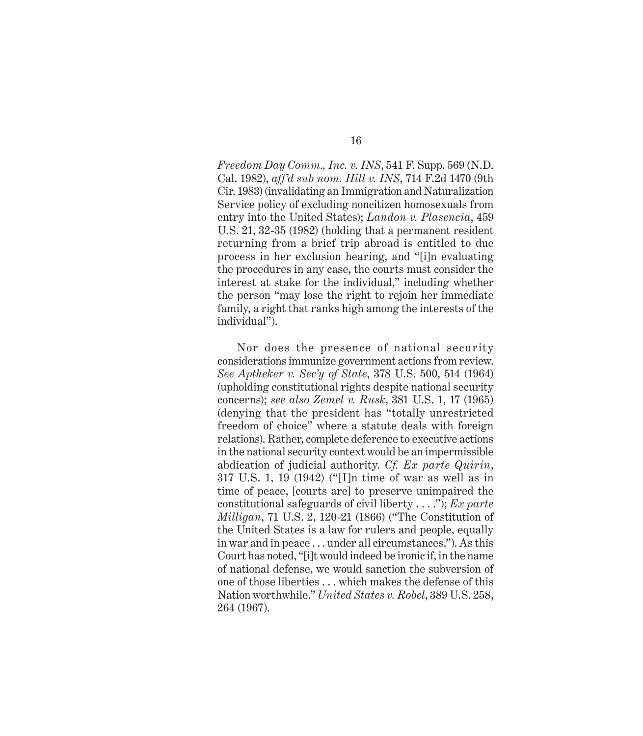*Freedom Day Comm., Inc. v. INS*, 541 F. Supp. 569 (N.D. Cal. 1982), *aff'd sub nom. Hill v. INS*, 714 F.2d 1470 (9th Cir. 1983) (invalidating an Immigration and Naturalization Service policy of excluding noncitizen homosexuals from entry into the United States); *Landon v. Plasencia*, 459 U.S. 21, 32-35 (1982) (holding that a permanent resident returning from a brief trip abroad is entitled to due process in her exclusion hearing, and "[i]n evaluating the procedures in any case, the courts must consider the interest at stake for the individual," including whether the person "may lose the right to rejoin her immediate family, a right that ranks high among the interests of the individual").

Nor does the presence of national security considerations immunize government actions from review. *See Aptheker v. Sec'y of State*, 378 U.S. 500, 514 (1964) (upholding constitutional rights despite national security concerns); *see also Zemel v. Rusk*, 381 U.S. 1, 17 (1965) (denying that the president has "totally unrestricted freedom of choice" where a statute deals with foreign relations). Rather, complete deference to executive actions in the national security context would be an impermissible abdication of judicial authority. *Cf. Ex parte Quirin*, 317 U.S. 1, 19 (1942) ("[I]n time of war as well as in time of peace, [courts are] to preserve unimpaired the constitutional safeguards of civil liberty . . . ."); *Ex parte Milligan*, 71 U.S. 2, 120-21 (1866) ("The Constitution of the United States is a law for rulers and people, equally in war and in peace . . . under all circumstances."). As this Court has noted, "[i]t would indeed be ironic if, in the name of national defense, we would sanction the subversion of one of those liberties . . . which makes the defense of this Nation worthwhile." *United States v. Robel*, 389 U.S. 258, 264 (1967).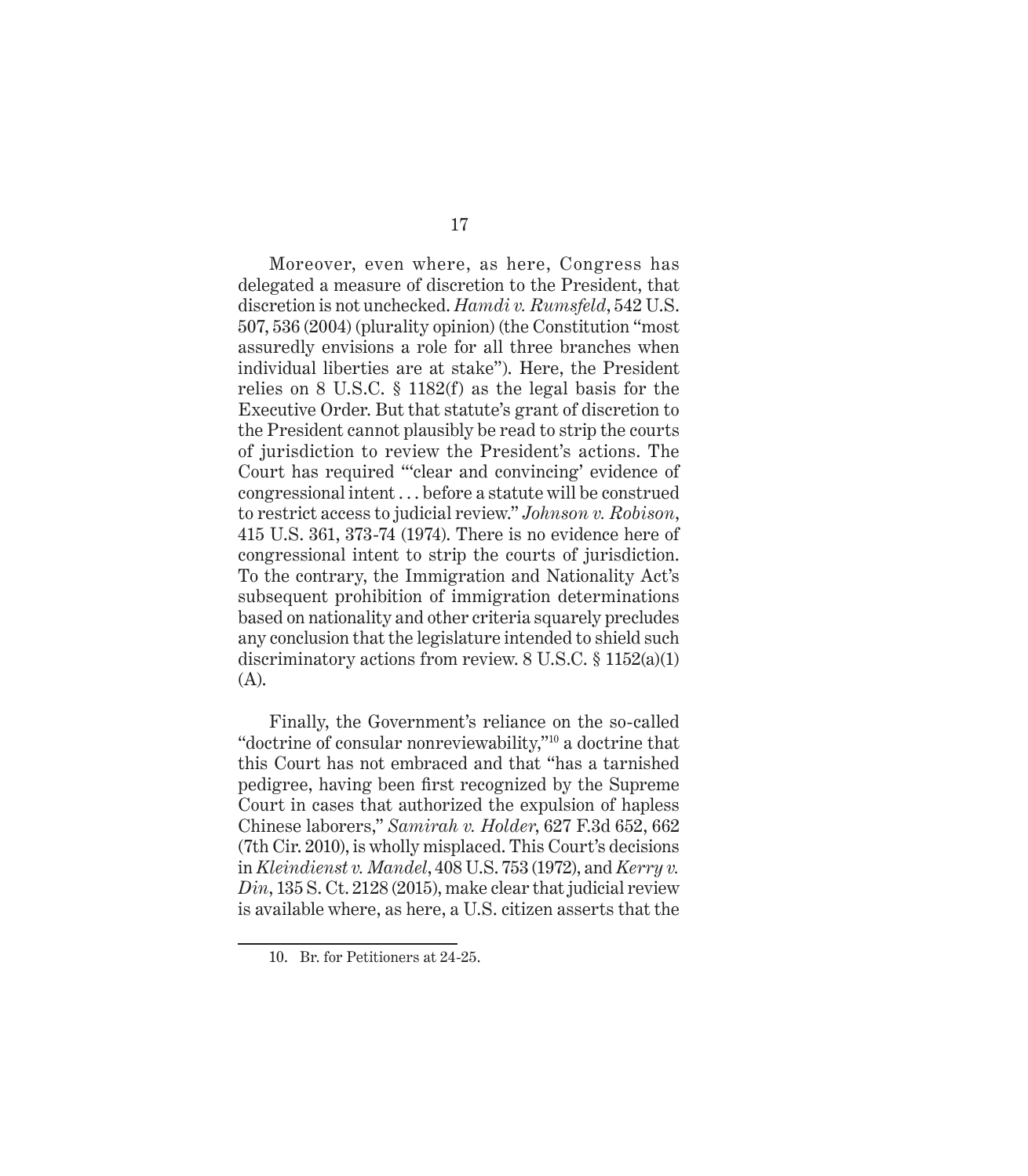Moreover, even where, as here, Congress has delegated a measure of discretion to the President, that discretion is not unchecked. *Hamdi v. Rumsfeld*, 542 U.S. 507, 536 (2004) (plurality opinion) (the Constitution "most assuredly envisions a role for all three branches when individual liberties are at stake"). Here, the President relies on 8 U.S.C. § 1182(f) as the legal basis for the Executive Order. But that statute's grant of discretion to the President cannot plausibly be read to strip the courts of jurisdiction to review the President's actions. The Court has required "'clear and convincing' evidence of congressional intent . . . before a statute will be construed to restrict access to judicial review." *Johnson v. Robison*, 415 U.S. 361, 373-74 (1974). There is no evidence here of congressional intent to strip the courts of jurisdiction. To the contrary, the Immigration and Nationality Act's subsequent prohibition of immigration determinations based on nationality and other criteria squarely precludes any conclusion that the legislature intended to shield such discriminatory actions from review. 8 U.S.C. § 1152(a)(1)(A).

Finally, the Government's reliance on the so-called "doctrine of consular nonreviewability,"[10] a doctrine that this Court has not embraced and that "has a tarnished pedigree, having been first recognized by the Supreme Court in cases that authorized the expulsion of hapless Chinese laborers," *Samirah v. Holder*, 627 F.3d 652, 662 (7th Cir. 2010), is wholly misplaced. This Court's decisions in *Kleindienst v. Mandel*, 408 U.S. 753 (1972), and *Kerry v. Din*, 135 S. Ct. 2128 (2015), make clear that judicial review is available where, as here, a U.S. citizen asserts that the

10. Br. for Petitioners at 24-25.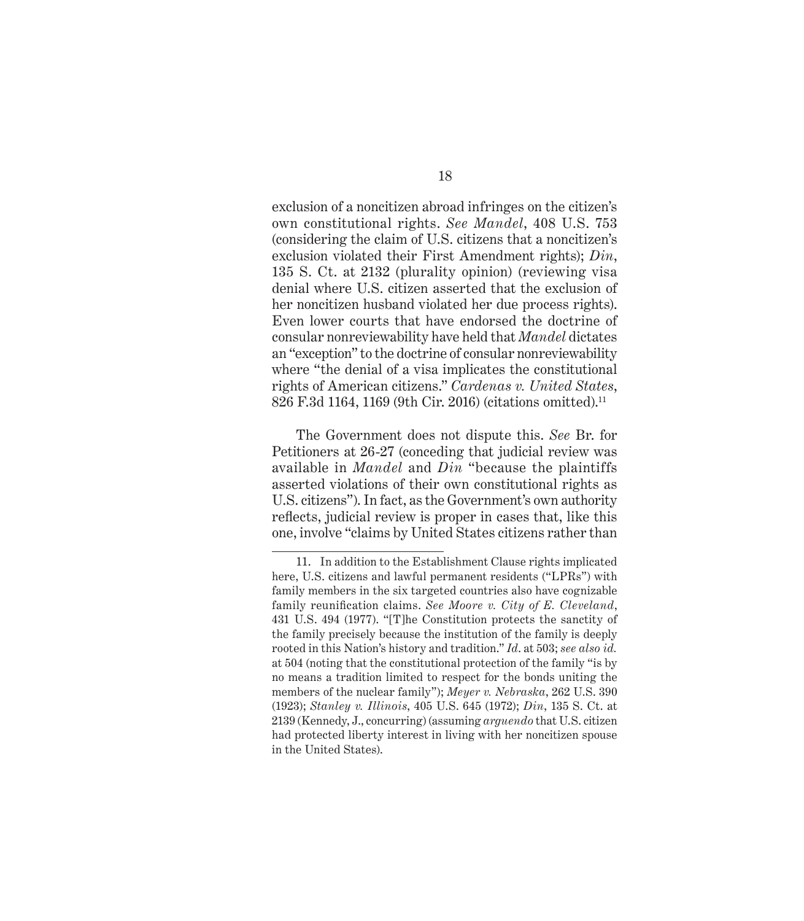exclusion of a noncitizen abroad infringes on the citizen's own constitutional rights. *See Mandel*, 408 U.S. 753 (considering the claim of U.S. citizens that a noncitizen's exclusion violated their First Amendment rights); *Din*, 135 S. Ct. at 2132 (plurality opinion) (reviewing visa denial where U.S. citizen asserted that the exclusion of her noncitizen husband violated her due process rights). Even lower courts that have endorsed the doctrine of consular nonreviewability have held that *Mandel* dictates an "exception" to the doctrine of consular nonreviewability where "the denial of a visa implicates the constitutional rights of American citizens." *Cardenas v. United States*, 826 F.3d 1164, 1169 (9th Cir. 2016) (citations omitted).[11]

The Government does not dispute this. *See* Br. for Petitioners at 26-27 (conceding that judicial review was available in *Mandel* and *Din* "because the plaintiffs asserted violations of their own constitutional rights as U.S. citizens"). In fact, as the Government's own authority reflects, judicial review is proper in cases that, like this one, involve "claims by United States citizens rather than

---

11. In addition to the Establishment Clause rights implicated here, U.S. citizens and lawful permanent residents ("LPRs") with family members in the six targeted countries also have cognizable family reunification claims. *See Moore v. City of E. Cleveland*, 431 U.S. 494 (1977). "[T]he Constitution protects the sanctity of the family precisely because the institution of the family is deeply rooted in this Nation's history and tradition." *Id*. at 503; *see also id.* at 504 (noting that the constitutional protection of the family "is by no means a tradition limited to respect for the bonds uniting the members of the nuclear family"); *Meyer v. Nebraska*, 262 U.S. 390 (1923); *Stanley v. Illinois*, 405 U.S. 645 (1972); *Din*, 135 S. Ct. at 2139 (Kennedy, J., concurring) (assuming *arguendo* that U.S. citizen had protected liberty interest in living with her noncitizen spouse in the United States).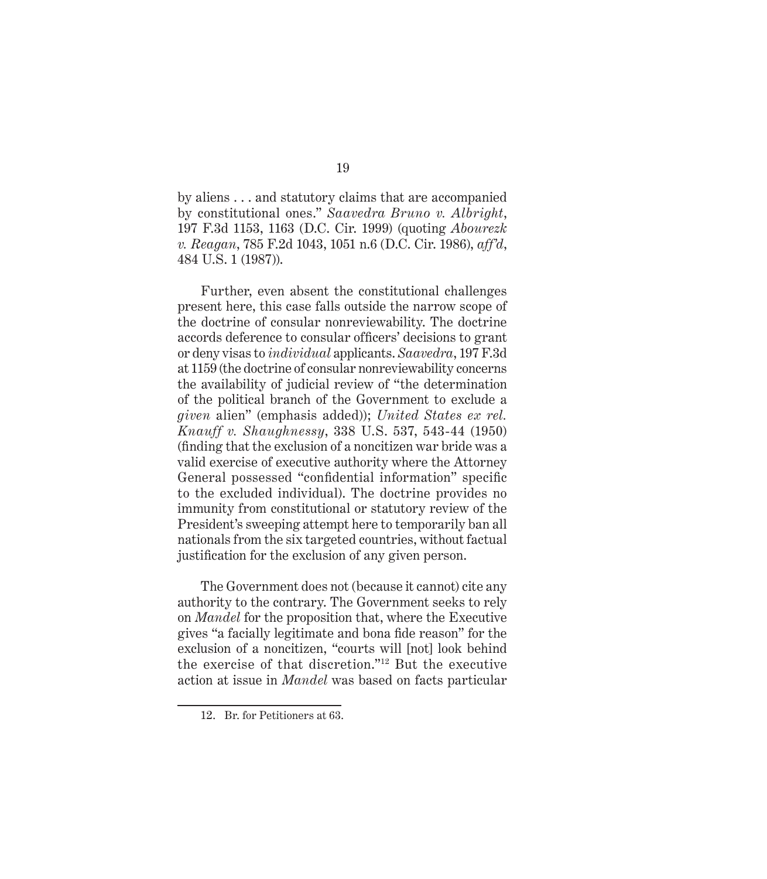by aliens . . . and statutory claims that are accompanied by constitutional ones." *Saavedra Bruno v. Albright*, 197 F.3d 1153, 1163 (D.C. Cir. 1999) (quoting *Abourezk v. Reagan*, 785 F.2d 1043, 1051 n.6 (D.C. Cir. 1986), *aff'd*, 484 U.S. 1 (1987)).

Further, even absent the constitutional challenges present here, this case falls outside the narrow scope of the doctrine of consular nonreviewability. The doctrine accords deference to consular officers' decisions to grant or deny visas to *individual* applicants. *Saavedra*, 197 F.3d at 1159 (the doctrine of consular nonreviewability concerns the availability of judicial review of "the determination of the political branch of the Government to exclude a *given* alien" (emphasis added)); *United States ex rel. Knauff v. Shaughnessy*, 338 U.S. 537, 543-44 (1950) (finding that the exclusion of a noncitizen war bride was a valid exercise of executive authority where the Attorney General possessed "confidential information" specific to the excluded individual). The doctrine provides no immunity from constitutional or statutory review of the President's sweeping attempt here to temporarily ban all nationals from the six targeted countries, without factual justification for the exclusion of any given person.

The Government does not (because it cannot) cite any authority to the contrary. The Government seeks to rely on *Mandel* for the proposition that, where the Executive gives "a facially legitimate and bona fide reason" for the exclusion of a noncitizen, "courts will [not] look behind the exercise of that discretion."[12] But the executive action at issue in *Mandel* was based on facts particular

12. Br. for Petitioners at 63.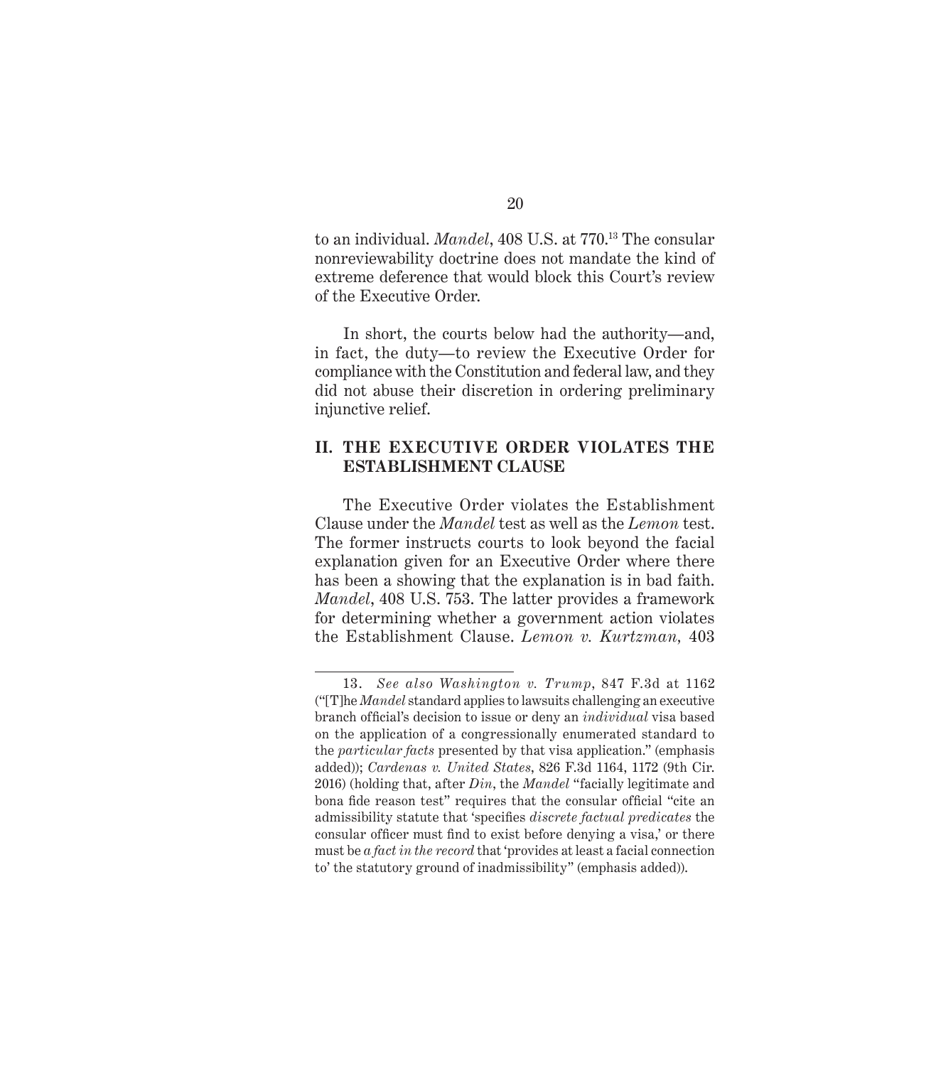to an individual. *Mandel*, 408 U.S. at 770.[13] The consular nonreviewability doctrine does not mandate the kind of extreme deference that would block this Court's review of the Executive Order.

In short, the courts below had the authority—and, in fact, the duty—to review the Executive Order for compliance with the Constitution and federal law, and they did not abuse their discretion in ordering preliminary injunctive relief.

## II. THE EXECUTIVE ORDER VIOLATES THE ESTABLISHMENT CLAUSE

The Executive Order violates the Establishment Clause under the *Mandel* test as well as the *Lemon* test. The former instructs courts to look beyond the facial explanation given for an Executive Order where there has been a showing that the explanation is in bad faith. *Mandel*, 408 U.S. 753. The latter provides a framework for determining whether a government action violates the Establishment Clause. *Lemon v. Kurtzman*, 403

---

13. *See also Washington v. Trump*, 847 F.3d at 1162 ("[T]he *Mandel* standard applies to lawsuits challenging an executive branch official's decision to issue or deny an *individual* visa based on the application of a congressionally enumerated standard to the *particular facts* presented by that visa application." (emphasis added)); *Cardenas v. United States*, 826 F.3d 1164, 1172 (9th Cir. 2016) (holding that, after *Din*, the *Mandel* "facially legitimate and bona fide reason test" requires that the consular official "cite an admissibility statute that 'specifies *discrete factual predicates* the consular officer must find to exist before denying a visa,' or there must be *a fact in the record* that 'provides at least a facial connection to' the statutory ground of inadmissibility" (emphasis added)).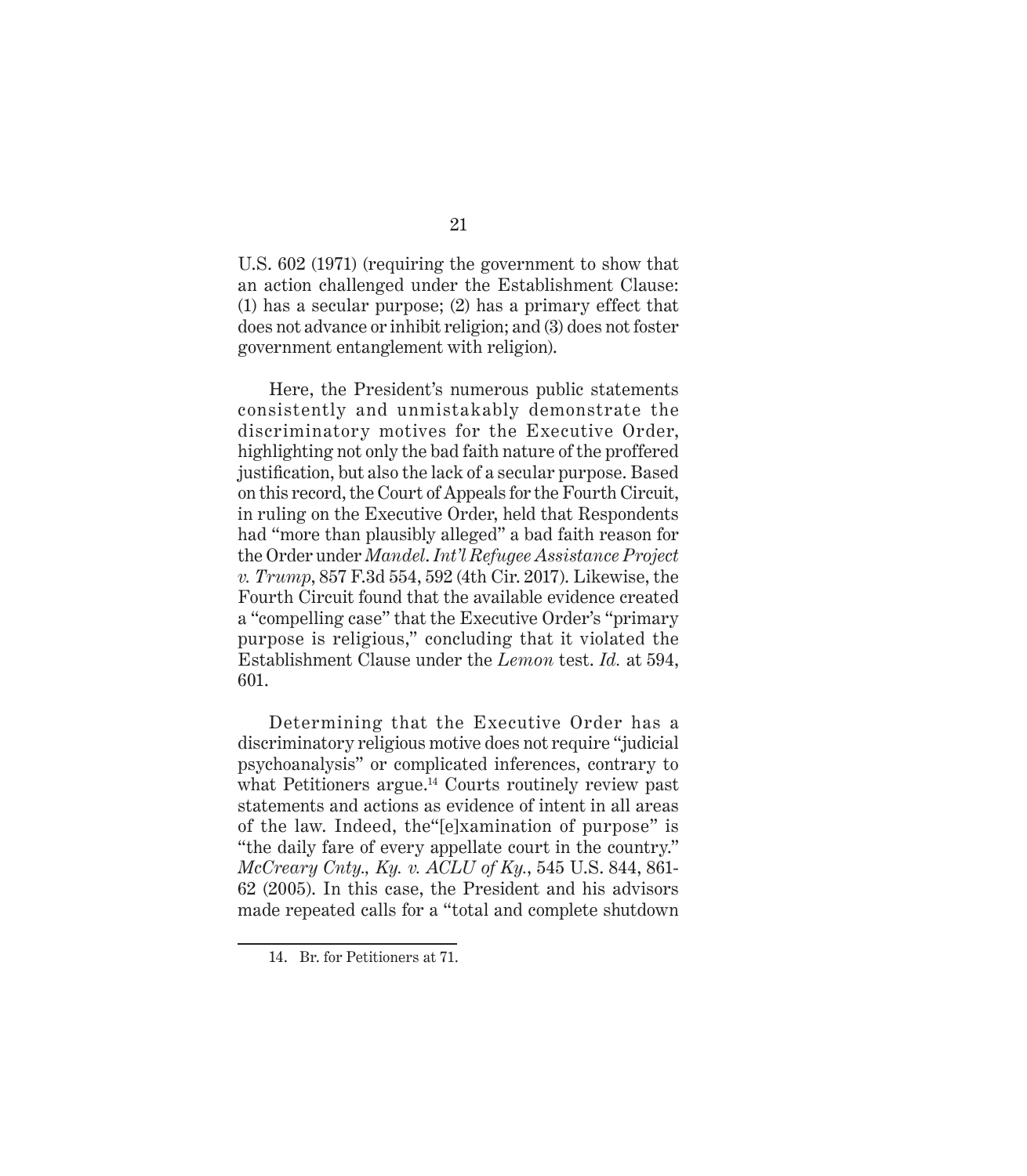U.S. 602 (1971) (requiring the government to show that an action challenged under the Establishment Clause: (1) has a secular purpose; (2) has a primary effect that does not advance or inhibit religion; and (3) does not foster government entanglement with religion).

Here, the President's numerous public statements consistently and unmistakably demonstrate the discriminatory motives for the Executive Order, highlighting not only the bad faith nature of the proffered justification, but also the lack of a secular purpose. Based on this record, the Court of Appeals for the Fourth Circuit, in ruling on the Executive Order, held that Respondents had "more than plausibly alleged" a bad faith reason for the Order under *Mandel*. *Int'l Refugee Assistance Project v. Trump*, 857 F.3d 554, 592 (4th Cir. 2017). Likewise, the Fourth Circuit found that the available evidence created a "compelling case" that the Executive Order's "primary purpose is religious," concluding that it violated the Establishment Clause under the *Lemon* test. *Id.* at 594, 601.

Determining that the Executive Order has a discriminatory religious motive does not require "judicial psychoanalysis" or complicated inferences, contrary to what Petitioners argue.[14] Courts routinely review past statements and actions as evidence of intent in all areas of the law. Indeed, the"[e]xamination of purpose" is "the daily fare of every appellate court in the country." *McCreary Cnty., Ky. v. ACLU of Ky.*, 545 U.S. 844, 861-62 (2005). In this case, the President and his advisors made repeated calls for a "total and complete shutdown

14. Br. for Petitioners at 71.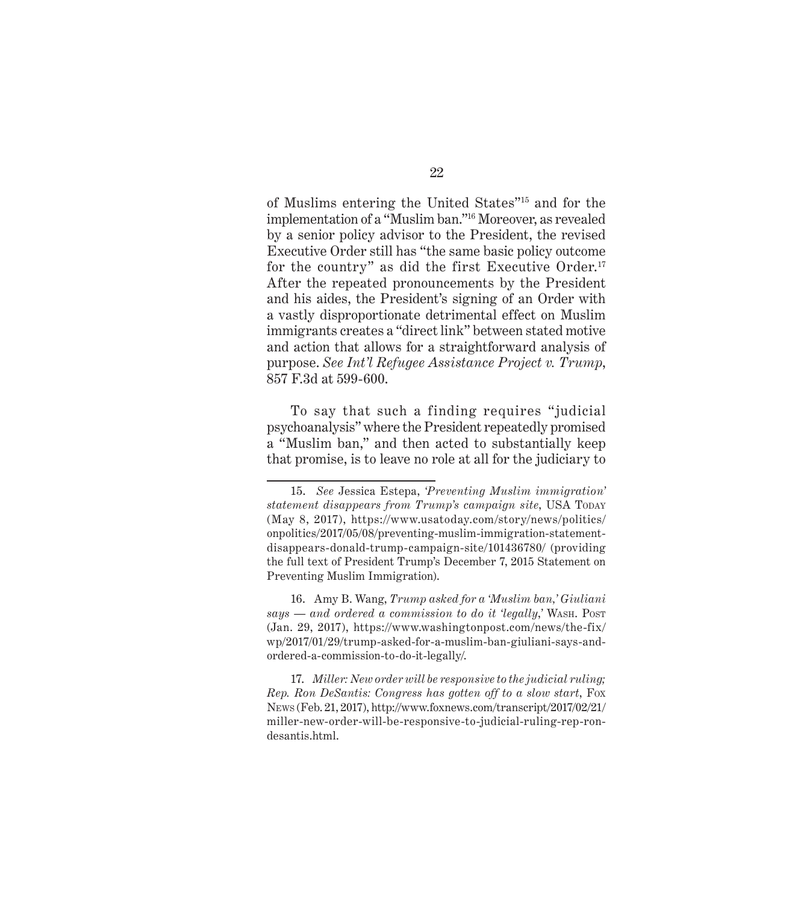of Muslims entering the United States"[15] and for the implementation of a "Muslim ban."[16] Moreover, as revealed by a senior policy advisor to the President, the revised Executive Order still has "the same basic policy outcome for the country" as did the first Executive Order.[17] After the repeated pronouncements by the President and his aides, the President's signing of an Order with a vastly disproportionate detrimental effect on Muslim immigrants creates a "direct link" between stated motive and action that allows for a straightforward analysis of purpose. *See Int'l Refugee Assistance Project v. Trump*, 857 F.3d at 599-600.

To say that such a finding requires "judicial psychoanalysis" where the President repeatedly promised a "Muslim ban," and then acted to substantially keep that promise, is to leave no role at all for the judiciary to

---

15. *See* Jessica Estepa, *'Preventing Muslim immigration' statement disappears from Trump's campaign site*, USA Today (May 8, 2017), https://www.usatoday.com/story/news/politics/onpolitics/2017/05/08/preventing-muslim-immigration-statement-disappears-donald-trump-campaign-site/101436780/ (providing the full text of President Trump's December 7, 2015 Statement on Preventing Muslim Immigration).

16. Amy B. Wang, *Trump asked for a 'Muslim ban,' Giuliani says — and ordered a commission to do it 'legally,'* Wash. Post (Jan. 29, 2017), https://www.washingtonpost.com/news/the-fix/wp/2017/01/29/trump-asked-for-a-muslim-ban-giuliani-says-and-ordered-a-commission-to-do-it-legally/.

17. *Miller: New order will be responsive to the judicial ruling; Rep. Ron DeSantis: Congress has gotten off to a slow start*, Fox News (Feb. 21, 2017), http://www.foxnews.com/transcript/2017/02/21/miller-new-order-will-be-responsive-to-judicial-ruling-rep-ron-desantis.html.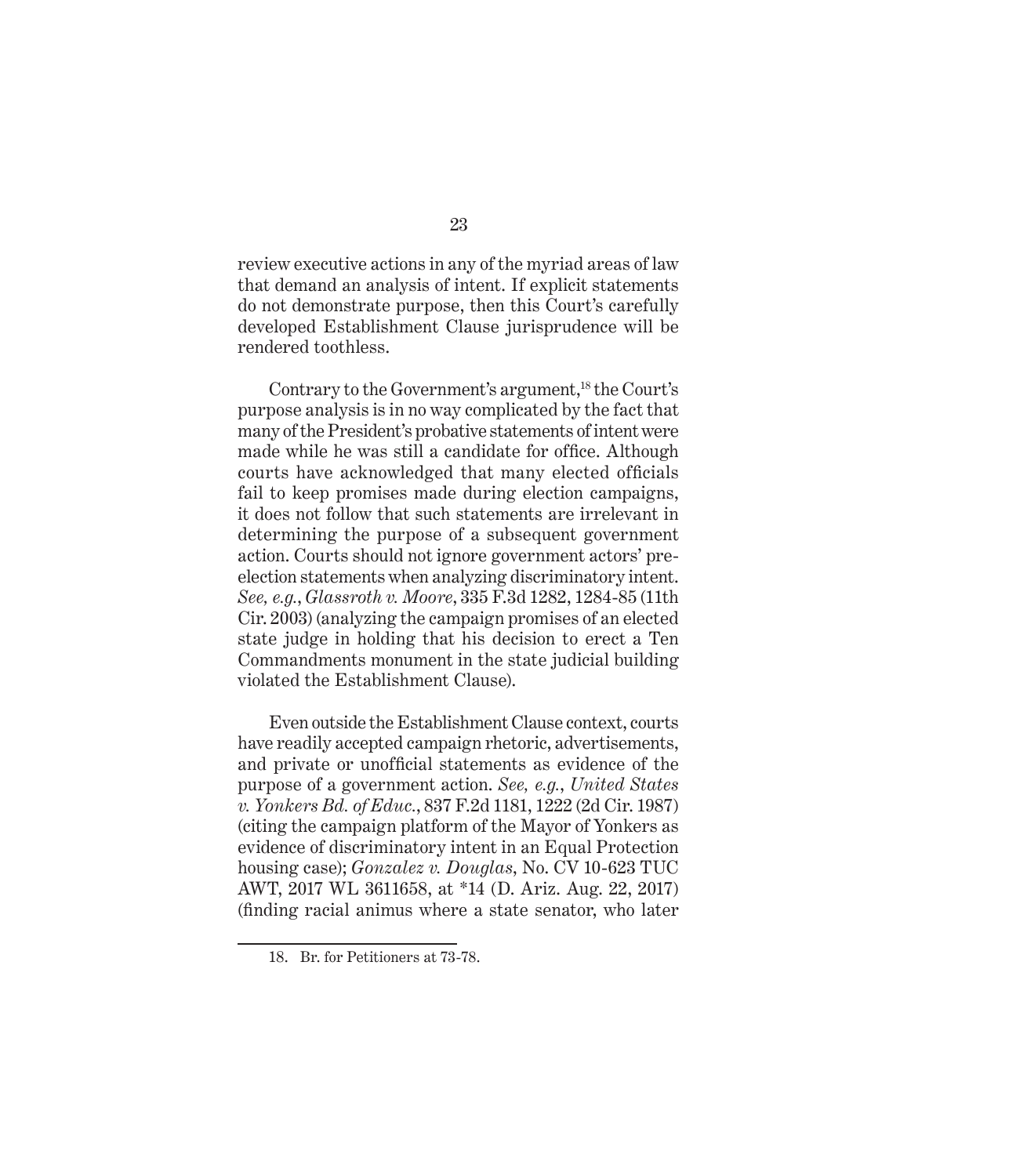review executive actions in any of the myriad areas of law that demand an analysis of intent. If explicit statements do not demonstrate purpose, then this Court's carefully developed Establishment Clause jurisprudence will be rendered toothless.

Contrary to the Government's argument,[18] the Court's purpose analysis is in no way complicated by the fact that many of the President's probative statements of intent were made while he was still a candidate for office. Although courts have acknowledged that many elected officials fail to keep promises made during election campaigns, it does not follow that such statements are irrelevant in determining the purpose of a subsequent government action. Courts should not ignore government actors' pre-election statements when analyzing discriminatory intent. *See, e.g.*, *Glassroth v. Moore*, 335 F.3d 1282, 1284-85 (11th Cir. 2003) (analyzing the campaign promises of an elected state judge in holding that his decision to erect a Ten Commandments monument in the state judicial building violated the Establishment Clause).

Even outside the Establishment Clause context, courts have readily accepted campaign rhetoric, advertisements, and private or unofficial statements as evidence of the purpose of a government action. *See, e.g.*, *United States v. Yonkers Bd. of Educ.*, 837 F.2d 1181, 1222 (2d Cir. 1987) (citing the campaign platform of the Mayor of Yonkers as evidence of discriminatory intent in an Equal Protection housing case); *Gonzalez v. Douglas*, No. CV 10-623 TUC AWT, 2017 WL 3611658, at *14 (D. Ariz. Aug. 22, 2017) (finding racial animus where a state senator, who later

18. Br. for Petitioners at 73-78.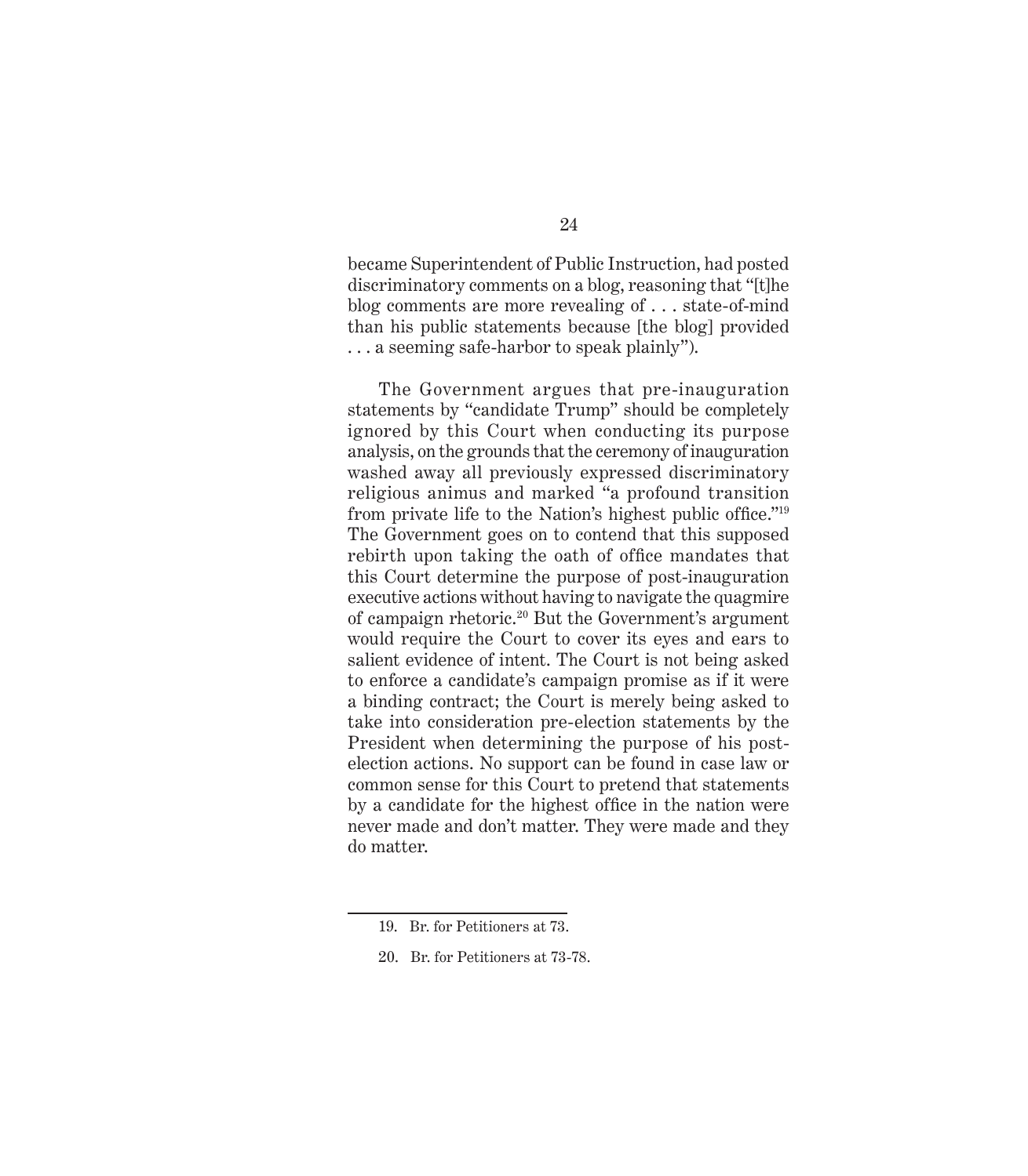became Superintendent of Public Instruction, had posted discriminatory comments on a blog, reasoning that "[t]he blog comments are more revealing of . . . state-of-mind than his public statements because [the blog] provided . . . a seeming safe-harbor to speak plainly").

The Government argues that pre-inauguration statements by "candidate Trump" should be completely ignored by this Court when conducting its purpose analysis, on the grounds that the ceremony of inauguration washed away all previously expressed discriminatory religious animus and marked "a profound transition from private life to the Nation's highest public office."[19] The Government goes on to contend that this supposed rebirth upon taking the oath of office mandates that this Court determine the purpose of post-inauguration executive actions without having to navigate the quagmire of campaign rhetoric.[20] But the Government's argument would require the Court to cover its eyes and ears to salient evidence of intent. The Court is not being asked to enforce a candidate's campaign promise as if it were a binding contract; the Court is merely being asked to take into consideration pre-election statements by the President when determining the purpose of his post-election actions. No support can be found in case law or common sense for this Court to pretend that statements by a candidate for the highest office in the nation were never made and don't matter. They were made and they do matter.

---

19. Br. for Petitioners at 73.

20. Br. for Petitioners at 73-78.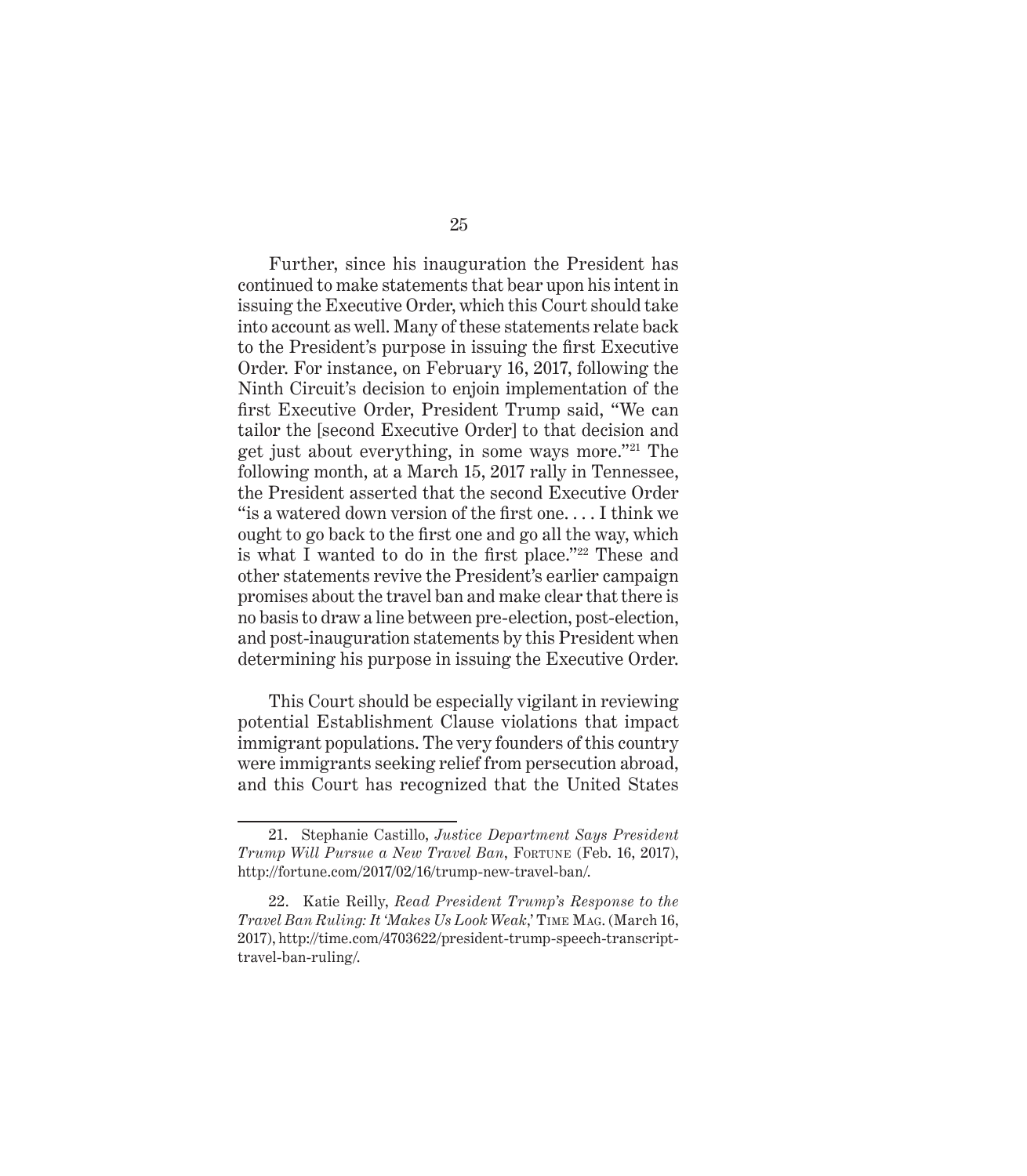Further, since his inauguration the President has continued to make statements that bear upon his intent in issuing the Executive Order, which this Court should take into account as well. Many of these statements relate back to the President's purpose in issuing the first Executive Order. For instance, on February 16, 2017, following the Ninth Circuit's decision to enjoin implementation of the first Executive Order, President Trump said, "We can tailor the [second Executive Order] to that decision and get just about everything, in some ways more."[21] The following month, at a March 15, 2017 rally in Tennessee, the President asserted that the second Executive Order "is a watered down version of the first one. . . . I think we ought to go back to the first one and go all the way, which is what I wanted to do in the first place."[22] These and other statements revive the President's earlier campaign promises about the travel ban and make clear that there is no basis to draw a line between pre-election, post-election, and post-inauguration statements by this President when determining his purpose in issuing the Executive Order.

This Court should be especially vigilant in reviewing potential Establishment Clause violations that impact immigrant populations. The very founders of this country were immigrants seeking relief from persecution abroad, and this Court has recognized that the United States

---

21. Stephanie Castillo, *Justice Department Says President Trump Will Pursue a New Travel Ban*, FORTUNE (Feb. 16, 2017), http://fortune.com/2017/02/16/trump-new-travel-ban/.

22. Katie Reilly, *Read President Trump's Response to the Travel Ban Ruling: It 'Makes Us Look Weak*,' TIME MAG. (March 16, 2017), http://time.com/4703622/president-trump-speech-transcript-travel-ban-ruling/.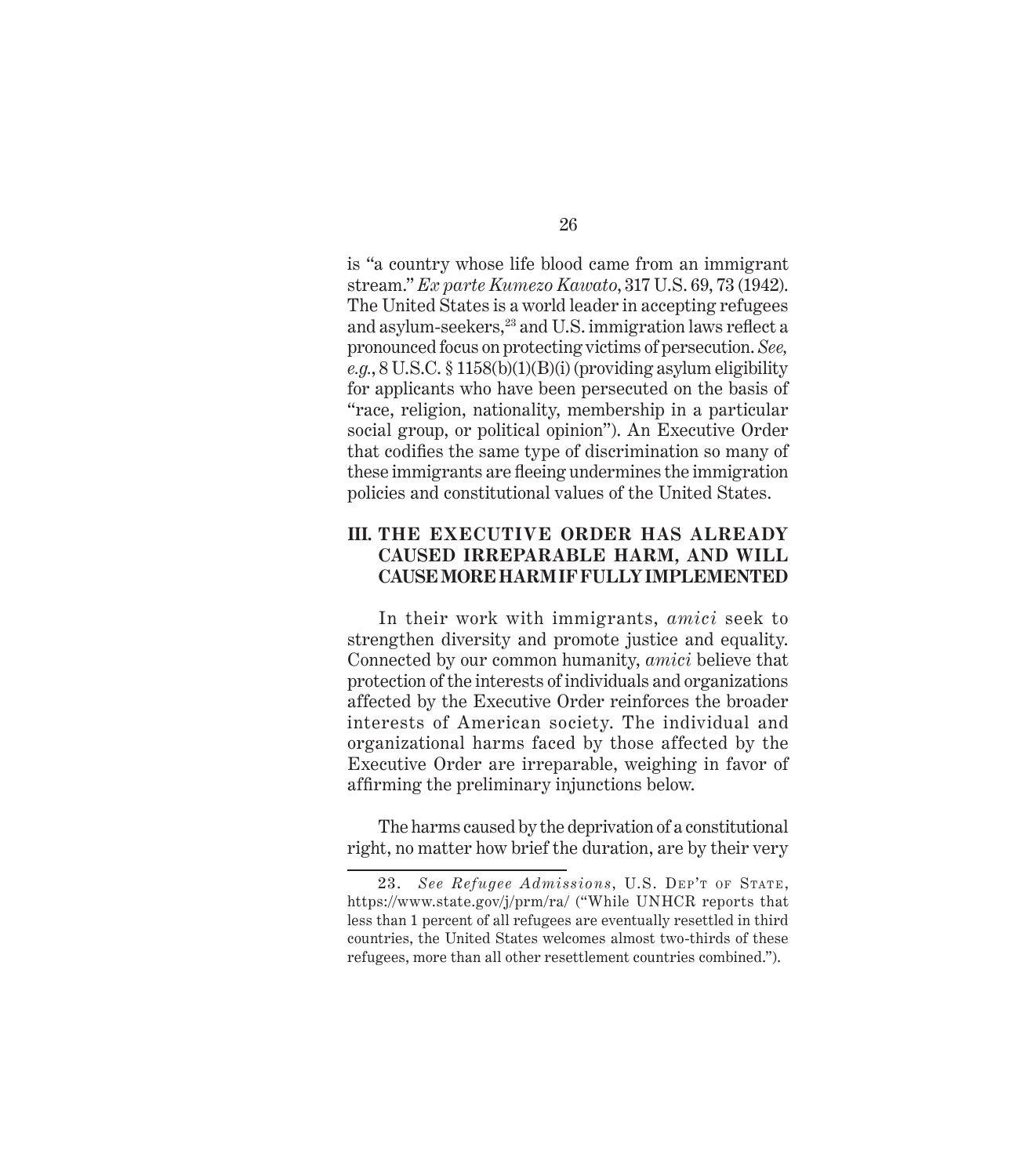is "a country whose life blood came from an immigrant stream." *Ex parte Kumezo Kawato*, 317 U.S. 69, 73 (1942). The United States is a world leader in accepting refugees and asylum-seekers,[23] and U.S. immigration laws reflect a pronounced focus on protecting victims of persecution. *See, e.g.*, 8 U.S.C. § 1158(b)(1)(B)(i) (providing asylum eligibility for applicants who have been persecuted on the basis of "race, religion, nationality, membership in a particular social group, or political opinion"). An Executive Order that codifies the same type of discrimination so many of these immigrants are fleeing undermines the immigration policies and constitutional values of the United States.

## III. THE EXECUTIVE ORDER HAS ALREADY CAUSED IRREPARABLE HARM, AND WILL CAUSE MORE HARM IF FULLY IMPLEMENTED

In their work with immigrants, *amici* seek to strengthen diversity and promote justice and equality. Connected by our common humanity, *amici* believe that protection of the interests of individuals and organizations affected by the Executive Order reinforces the broader interests of American society. The individual and organizational harms faced by those affected by the Executive Order are irreparable, weighing in favor of affirming the preliminary injunctions below.

The harms caused by the deprivation of a constitutional right, no matter how brief the duration, are by their very

---

23. *See Refugee Admissions*, U.S. Dep't of State, https://www.state.gov/j/prm/ra/ ("While UNHCR reports that less than 1 percent of all refugees are eventually resettled in third countries, the United States welcomes almost two-thirds of these refugees, more than all other resettlement countries combined.").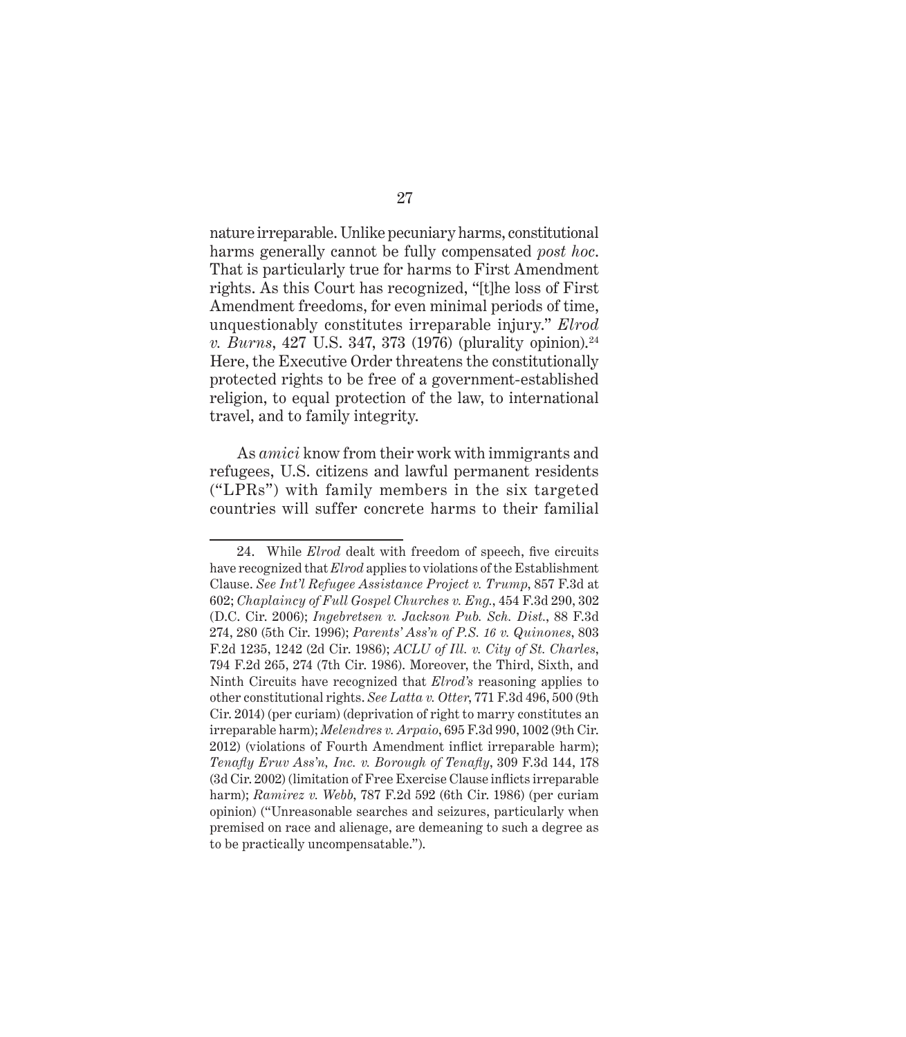nature irreparable. Unlike pecuniary harms, constitutional harms generally cannot be fully compensated *post hoc*. That is particularly true for harms to First Amendment rights. As this Court has recognized, "[t]he loss of First Amendment freedoms, for even minimal periods of time, unquestionably constitutes irreparable injury." *Elrod v. Burns*, 427 U.S. 347, 373 (1976) (plurality opinion).[24] Here, the Executive Order threatens the constitutionally protected rights to be free of a government-established religion, to equal protection of the law, to international travel, and to family integrity.

As *amici* know from their work with immigrants and refugees, U.S. citizens and lawful permanent residents ("LPRs") with family members in the six targeted countries will suffer concrete harms to their familial

---

24. While *Elrod* dealt with freedom of speech, five circuits have recognized that *Elrod* applies to violations of the Establishment Clause. *See Int'l Refugee Assistance Project v. Trump*, 857 F.3d at 602; *Chaplaincy of Full Gospel Churches v. Eng.*, 454 F.3d 290, 302 (D.C. Cir. 2006); *Ingebretsen v. Jackson Pub. Sch. Dist.*, 88 F.3d 274, 280 (5th Cir. 1996); *Parents' Ass'n of P.S. 16 v. Quinones*, 803 F.2d 1235, 1242 (2d Cir. 1986); *ACLU of Ill. v. City of St. Charles*, 794 F.2d 265, 274 (7th Cir. 1986). Moreover, the Third, Sixth, and Ninth Circuits have recognized that *Elrod's* reasoning applies to other constitutional rights. *See Latta v. Otter*, 771 F.3d 496, 500 (9th Cir. 2014) (per curiam) (deprivation of right to marry constitutes an irreparable harm); *Melendres v. Arpaio*, 695 F.3d 990, 1002 (9th Cir. 2012) (violations of Fourth Amendment inflict irreparable harm); *Tenafly Eruv Ass'n, Inc. v. Borough of Tenafly*, 309 F.3d 144, 178 (3d Cir. 2002) (limitation of Free Exercise Clause inflicts irreparable harm); *Ramirez v. Webb*, 787 F.2d 592 (6th Cir. 1986) (per curiam opinion) ("Unreasonable searches and seizures, particularly when premised on race and alienage, are demeaning to such a degree as to be practically uncompensatable.").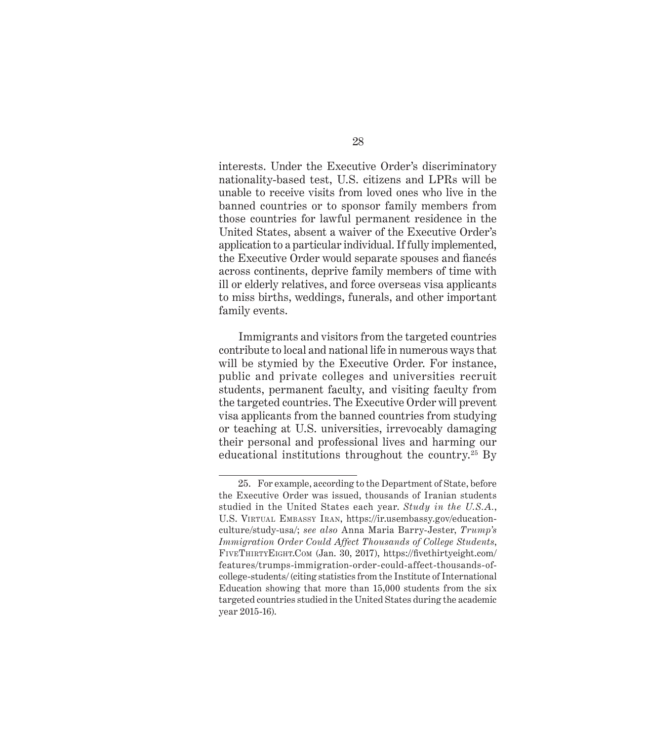interests. Under the Executive Order's discriminatory nationality-based test, U.S. citizens and LPRs will be unable to receive visits from loved ones who live in the banned countries or to sponsor family members from those countries for lawful permanent residence in the United States, absent a waiver of the Executive Order's application to a particular individual. If fully implemented, the Executive Order would separate spouses and fiancés across continents, deprive family members of time with ill or elderly relatives, and force overseas visa applicants to miss births, weddings, funerals, and other important family events.

Immigrants and visitors from the targeted countries contribute to local and national life in numerous ways that will be stymied by the Executive Order. For instance, public and private colleges and universities recruit students, permanent faculty, and visiting faculty from the targeted countries. The Executive Order will prevent visa applicants from the banned countries from studying or teaching at U.S. universities, irrevocably damaging their personal and professional lives and harming our educational institutions throughout the country.[25] By

---

25. For example, according to the Department of State, before the Executive Order was issued, thousands of Iranian students studied in the United States each year. *Study in the U.S.A.*, U.S. Virtual Embassy Iran, https://ir.usembassy.gov/education-culture/study-usa/; *see also* Anna Maria Barry-Jester, *Trump's Immigration Order Could Affect Thousands of College Students*, FiveThirtyEight.Com (Jan. 30, 2017), https://fivethirtyeight.com/features/trumps-immigration-order-could-affect-thousands-of-college-students/ (citing statistics from the Institute of International Education showing that more than 15,000 students from the six targeted countries studied in the United States during the academic year 2015-16).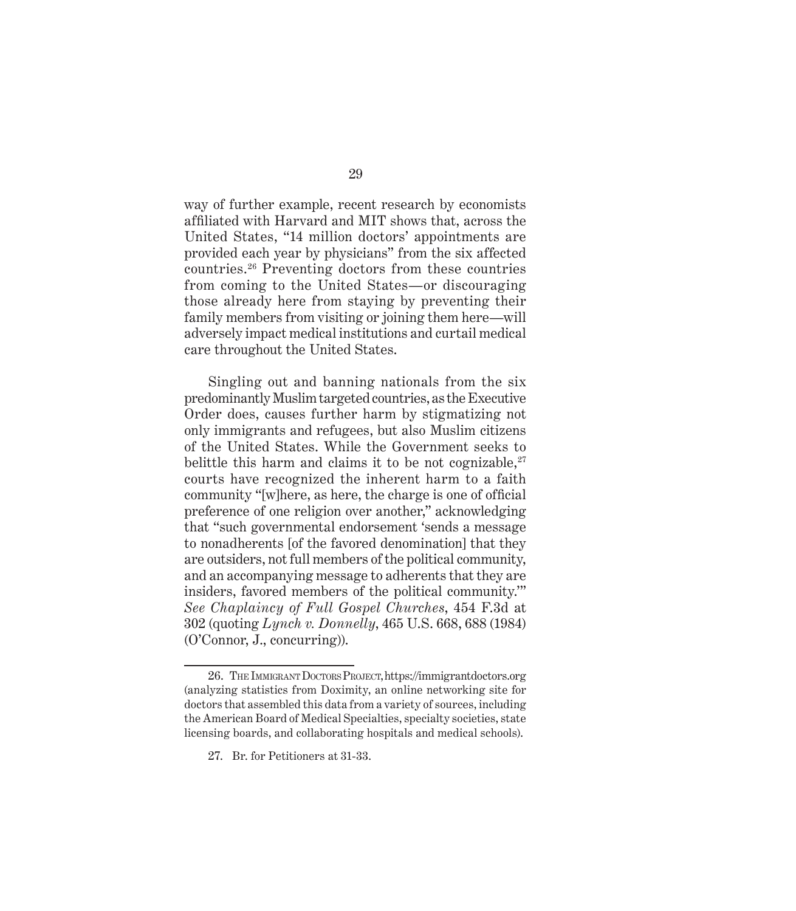way of further example, recent research by economists affiliated with Harvard and MIT shows that, across the United States, "14 million doctors' appointments are provided each year by physicians" from the six affected countries.[26] Preventing doctors from these countries from coming to the United States—or discouraging those already here from staying by preventing their family members from visiting or joining them here—will adversely impact medical institutions and curtail medical care throughout the United States.

Singling out and banning nationals from the six predominantly Muslim targeted countries, as the Executive Order does, causes further harm by stigmatizing not only immigrants and refugees, but also Muslim citizens of the United States. While the Government seeks to belittle this harm and claims it to be not cognizable,[27] courts have recognized the inherent harm to a faith community "[w]here, as here, the charge is one of official preference of one religion over another," acknowledging that "such governmental endorsement 'sends a message to nonadherents [of the favored denomination] that they are outsiders, not full members of the political community, and an accompanying message to adherents that they are insiders, favored members of the political community.'" *See Chaplaincy of Full Gospel Churches*, 454 F.3d at 302 (quoting *Lynch v. Donnelly*, 465 U.S. 668, 688 (1984) (O'Connor, J., concurring)).

---

26. The Immigrant Doctors Project, https://immigrantdoctors.org (analyzing statistics from Doximity, an online networking site for doctors that assembled this data from a variety of sources, including the American Board of Medical Specialties, specialty societies, state licensing boards, and collaborating hospitals and medical schools).

27. Br. for Petitioners at 31-33.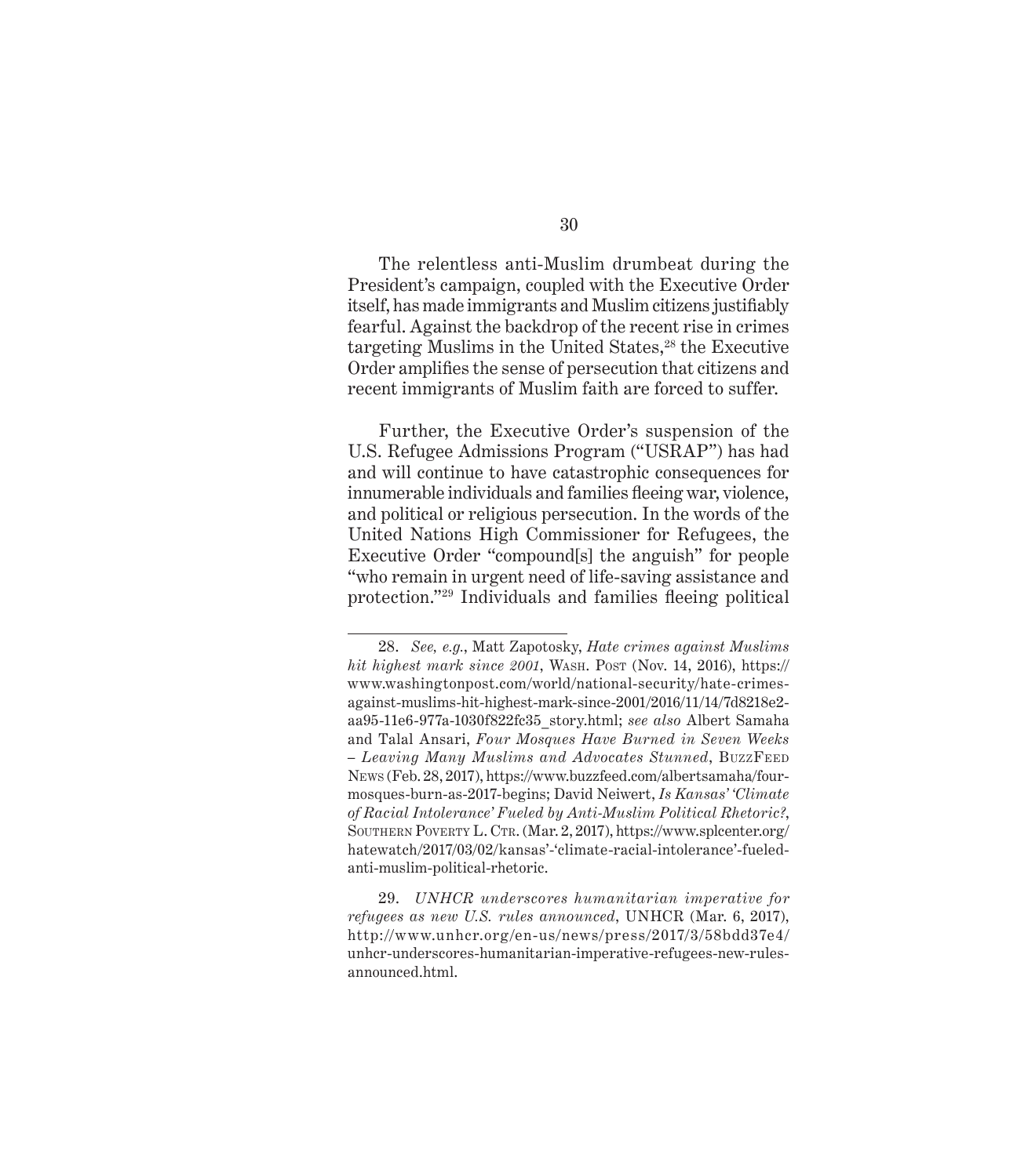The relentless anti-Muslim drumbeat during the President's campaign, coupled with the Executive Order itself, has made immigrants and Muslim citizens justifiably fearful. Against the backdrop of the recent rise in crimes targeting Muslims in the United States,[28] the Executive Order amplifies the sense of persecution that citizens and recent immigrants of Muslim faith are forced to suffer.

Further, the Executive Order's suspension of the U.S. Refugee Admissions Program ("USRAP") has had and will continue to have catastrophic consequences for innumerable individuals and families fleeing war, violence, and political or religious persecution. In the words of the United Nations High Commissioner for Refugees, the Executive Order "compound[s] the anguish" for people "who remain in urgent need of life-saving assistance and protection."[29] Individuals and families fleeing political

---

28. *See, e.g.*, Matt Zapotosky, *Hate crimes against Muslims hit highest mark since 2001*, WASH. POST (Nov. 14, 2016), https://www.washingtonpost.com/world/national-security/hate-crimes-against-muslims-hit-highest-mark-since-2001/2016/11/14/7d8218e2-aa95-11e6-977a-1030f822fc35_story.html; *see also* Albert Samaha and Talal Ansari, *Four Mosques Have Burned in Seven Weeks – Leaving Many Muslims and Advocates Stunned*, BUZZFEED NEWS (Feb. 28, 2017), https://www.buzzfeed.com/albertsamaha/four-mosques-burn-as-2017-begins; David Neiwert, *Is Kansas' 'Climate of Racial Intolerance' Fueled by Anti-Muslim Political Rhetoric?*, SOUTHERN POVERTY L. CTR. (Mar. 2, 2017), https://www.splcenter.org/hatewatch/2017/03/02/kansas'-'climate-racial-intolerance'-fueled-anti-muslim-political-rhetoric.

29. *UNHCR underscores humanitarian imperative for refugees as new U.S. rules announced*, UNHCR (Mar. 6, 2017), http://www.unhcr.org/en-us/news/press/2017/3/58bdd37e4/unhcr-underscores-humanitarian-imperative-refugees-new-rules-announced.html.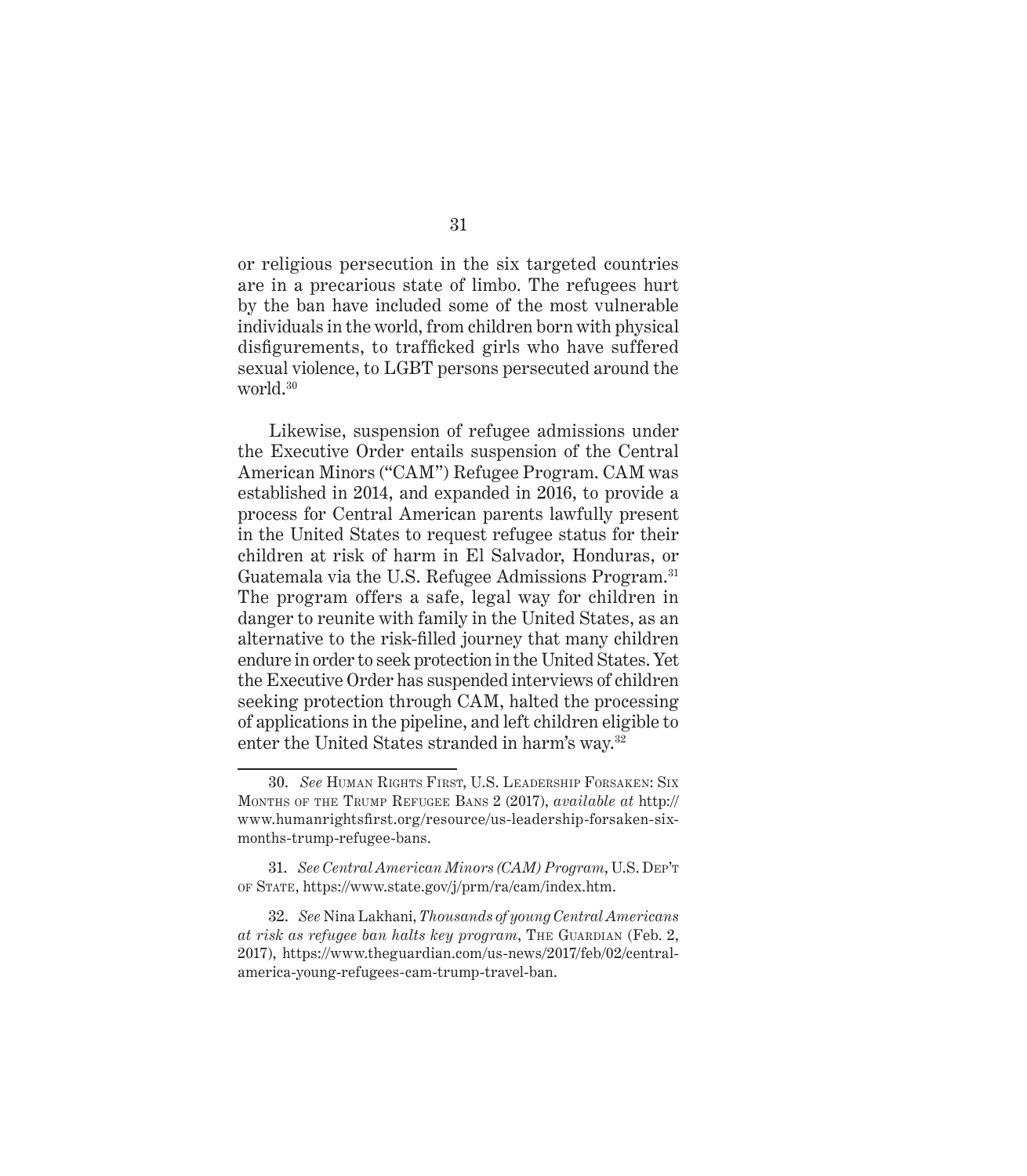or religious persecution in the six targeted countries are in a precarious state of limbo. The refugees hurt by the ban have included some of the most vulnerable individuals in the world, from children born with physical disfigurements, to trafficked girls who have suffered sexual violence, to LGBT persons persecuted around the world.[30]

Likewise, suspension of refugee admissions under the Executive Order entails suspension of the Central American Minors ("CAM") Refugee Program. CAM was established in 2014, and expanded in 2016, to provide a process for Central American parents lawfully present in the United States to request refugee status for their children at risk of harm in El Salvador, Honduras, or Guatemala via the U.S. Refugee Admissions Program.[31] The program offers a safe, legal way for children in danger to reunite with family in the United States, as an alternative to the risk-filled journey that many children endure in order to seek protection in the United States. Yet the Executive Order has suspended interviews of children seeking protection through CAM, halted the processing of applications in the pipeline, and left children eligible to enter the United States stranded in harm's way.[32]

---

30. *See* Human Rights First, U.S. Leadership Forsaken: Six Months of the Trump Refugee Bans 2 (2017), *available at* http://www.humanrightsfirst.org/resource/us-leadership-forsaken-six-months-trump-refugee-bans.

31. *See Central American Minors (CAM) Program*, U.S. Dep't of State, https://www.state.gov/j/prm/ra/cam/index.htm.

32. *See* Nina Lakhani, *Thousands of young Central Americans at risk as refugee ban halts key program*, The Guardian (Feb. 2, 2017), https://www.theguardian.com/us-news/2017/feb/02/central-america-young-refugees-cam-trump-travel-ban.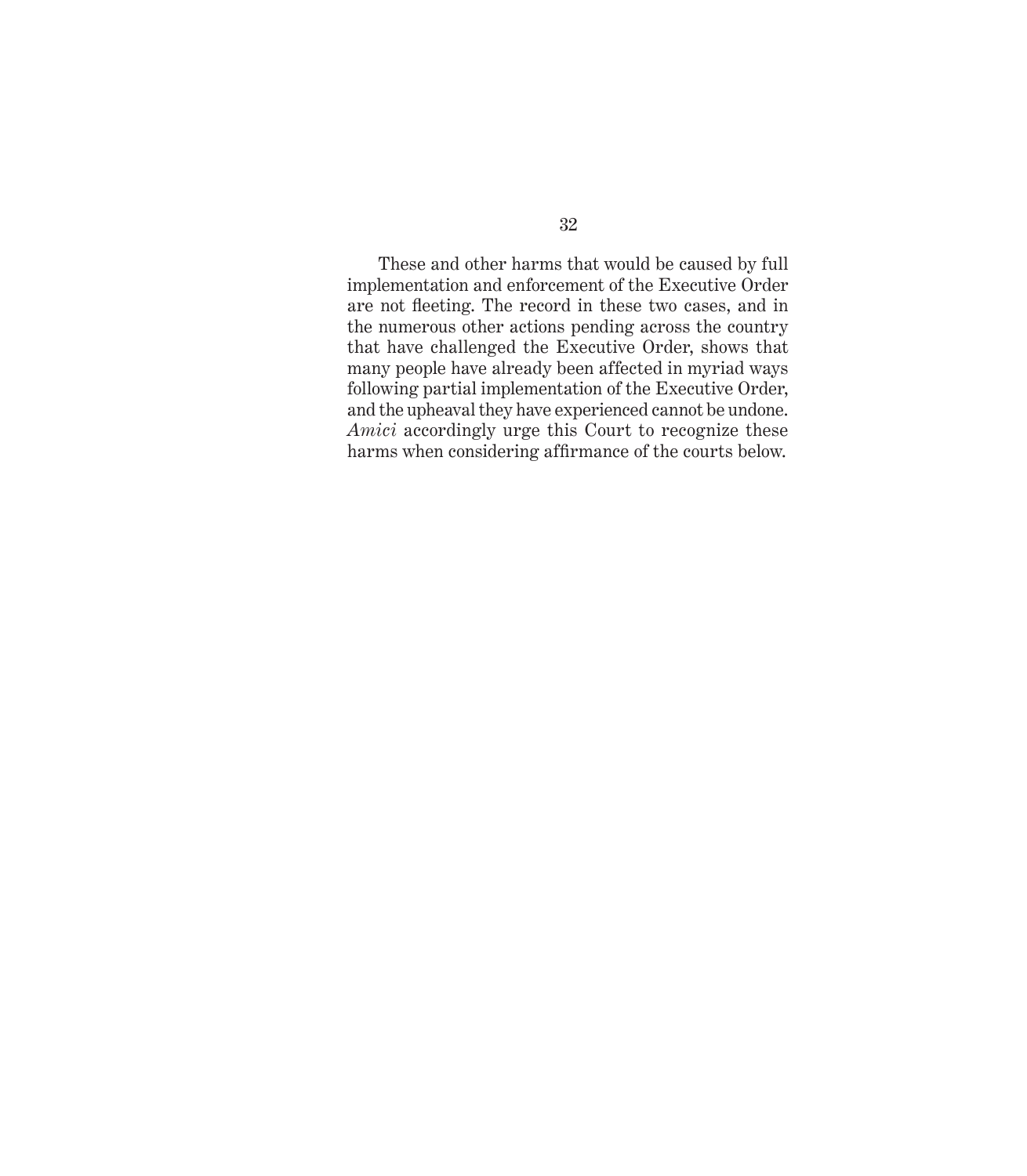These and other harms that would be caused by full implementation and enforcement of the Executive Order are not fleeting. The record in these two cases, and in the numerous other actions pending across the country that have challenged the Executive Order, shows that many people have already been affected in myriad ways following partial implementation of the Executive Order, and the upheaval they have experienced cannot be undone. *Amici* accordingly urge this Court to recognize these harms when considering affirmance of the courts below.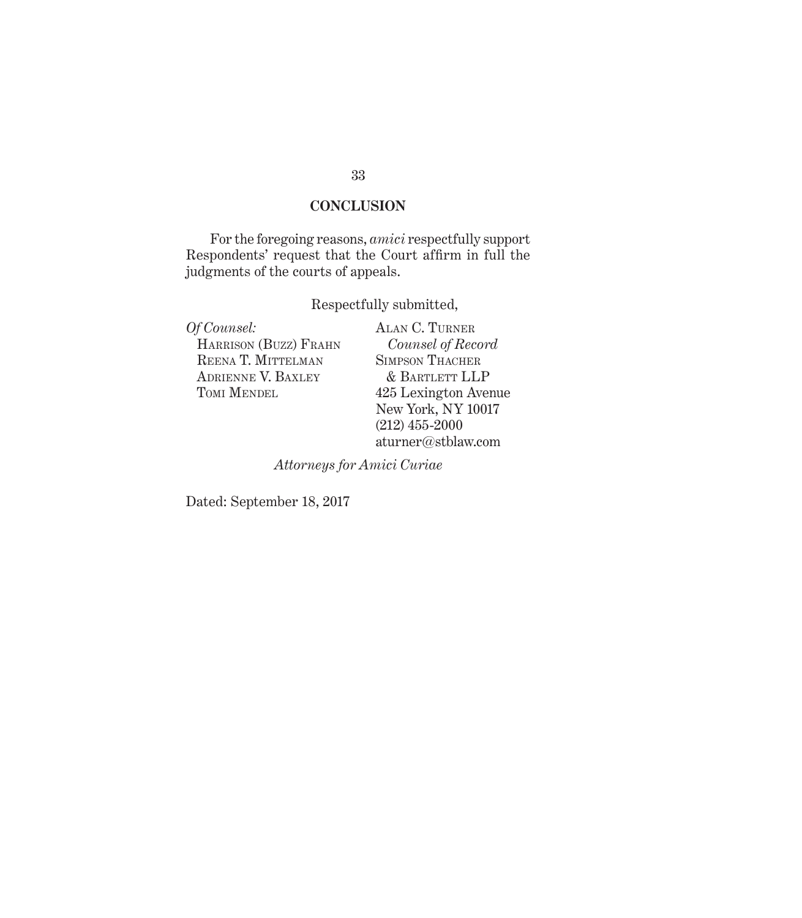## CONCLUSION

For the foregoing reasons, *amici* respectfully support Respondents' request that the Court affirm in full the judgments of the courts of appeals.

Respectfully submitted,

*Of Counsel:*
HARRISON (BUZZ) FRAHN
REENA T. MITTELMAN
ADRIENNE V. BAXLEY
TOMI MENDEL

ALAN C. TURNER
*Counsel of Record*
SIMPSON THACHER
& BARTLETT LLP
425 Lexington Avenue
New York, NY 10017
(212) 455-2000
aturner@stblaw.com

*Attorneys for Amici Curiae*

Dated: September 18, 2017